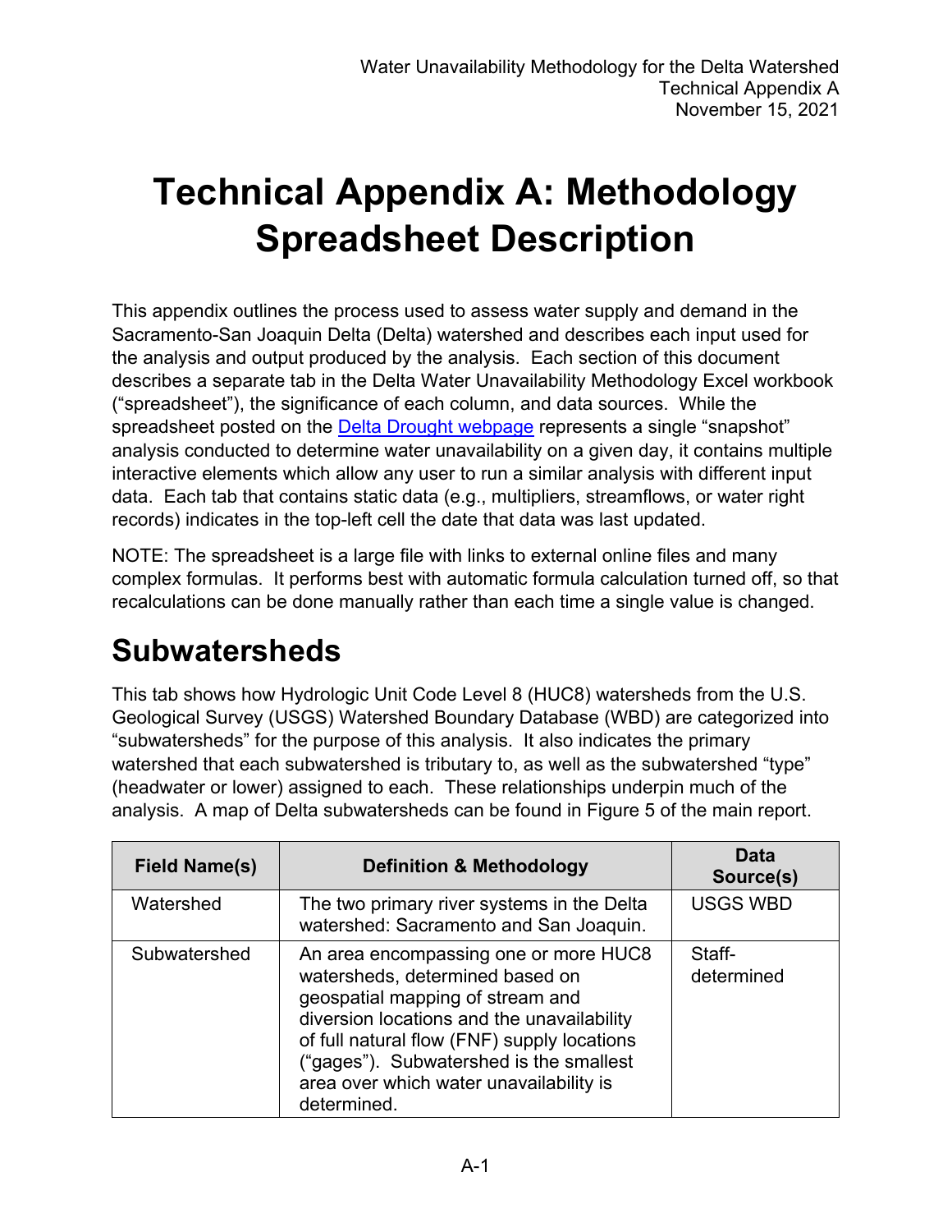# Technical Appendix A: Methodology Spreadsheet Description

This appendix outlines the process used to assess water supply and demand in the Sacramento-San Joaquin Delta (Delta) watershed and describes each input used for the analysis and output produced by the analysis. Each section of this document describes a separate tab in the Delta Water Unavailability Methodology Excel workbook ("spreadsheet"), the significance of each column, and data sources. While the spreadsheet posted on the Delta Drought webpage represents a single "snapshot" analysis conducted to determine water unavailability on a given day, it contains multiple interactive elements which allow any user to run a similar analysis with different input data. Each tab that contains static data (e.g., multipliers, streamflows, or water right records) indicates in the top-left cell the date that data was last updated.

NOTE: The spreadsheet is a large file with links to external online files and many complex formulas. It performs best with automatic formula calculation turned off, so that recalculations can be done manually rather than each time a single value is changed.

## Subwatersheds

This tab shows how Hydrologic Unit Code Level 8 (HUC8) watersheds from the U.S. Geological Survey (USGS) Watershed Boundary Database (WBD) are categorized into "subwatersheds" for the purpose of this analysis. It also indicates the primary watershed that each subwatershed is tributary to, as well as the subwatershed "type" (headwater or lower) assigned to each. These relationships underpin much of the analysis. A map of Delta subwatersheds can be found in Figure 5 of the main report.

| Field Name(s) | Definition & Methodology | Data Source(s) |
|---|---|---|
| Watershed | The two primary river systems in the Delta watershed: Sacramento and San Joaquin. | USGS WBD |
| Subwatershed | An area encompassing one or more HUC8 watersheds, determined based on geospatial mapping of stream and diversion locations and the unavailability of full natural flow (FNF) supply locations ("gages"). Subwatershed is the smallest area over which water unavailability is determined. | Staff-determined |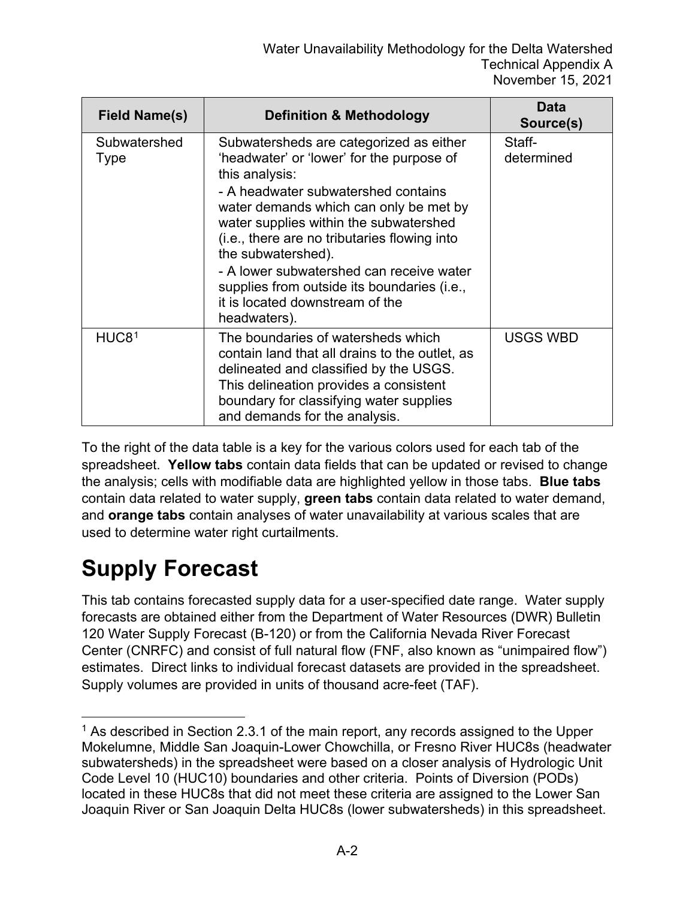| Field Name(s) | Definition & Methodology | Data Source(s) |
| --- | --- | --- |
| Subwatershed Type | Subwatersheds are categorized as either 'headwater' or 'lower' for the purpose of this analysis:<br>- A headwater subwatershed contains water demands which can only be met by water supplies within the subwatershed (i.e., there are no tributaries flowing into the subwatershed).<br>- A lower subwatershed can receive water supplies from outside its boundaries (i.e., it is located downstream of the headwaters). | Staff-determined |
| HUC8[1] | The boundaries of watersheds which contain land that all drains to the outlet, as delineated and classified by the USGS. This delineation provides a consistent boundary for classifying water supplies and demands for the analysis. | USGS WBD |

To the right of the data table is a key for the various colors used for each tab of the spreadsheet. **Yellow tabs** contain data fields that can be updated or revised to change the analysis; cells with modifiable data are highlighted yellow in those tabs. **Blue tabs** contain data related to water supply, **green tabs** contain data related to water demand, and **orange tabs** contain analyses of water unavailability at various scales that are used to determine water right curtailments.

# Supply Forecast

This tab contains forecasted supply data for a user-specified date range. Water supply forecasts are obtained either from the Department of Water Resources (DWR) Bulletin 120 Water Supply Forecast (B-120) or from the California Nevada River Forecast Center (CNRFC) and consist of full natural flow (FNF, also known as "unimpaired flow") estimates. Direct links to individual forecast datasets are provided in the spreadsheet. Supply volumes are provided in units of thousand acre-feet (TAF).

[1] As described in Section 2.3.1 of the main report, any records assigned to the Upper Mokelumne, Middle San Joaquin-Lower Chowchilla, or Fresno River HUC8s (headwater subwatersheds) in the spreadsheet were based on a closer analysis of Hydrologic Unit Code Level 10 (HUC10) boundaries and other criteria. Points of Diversion (PODs) located in these HUC8s that did not meet these criteria are assigned to the Lower San Joaquin River or San Joaquin Delta HUC8s (lower subwatersheds) in this spreadsheet.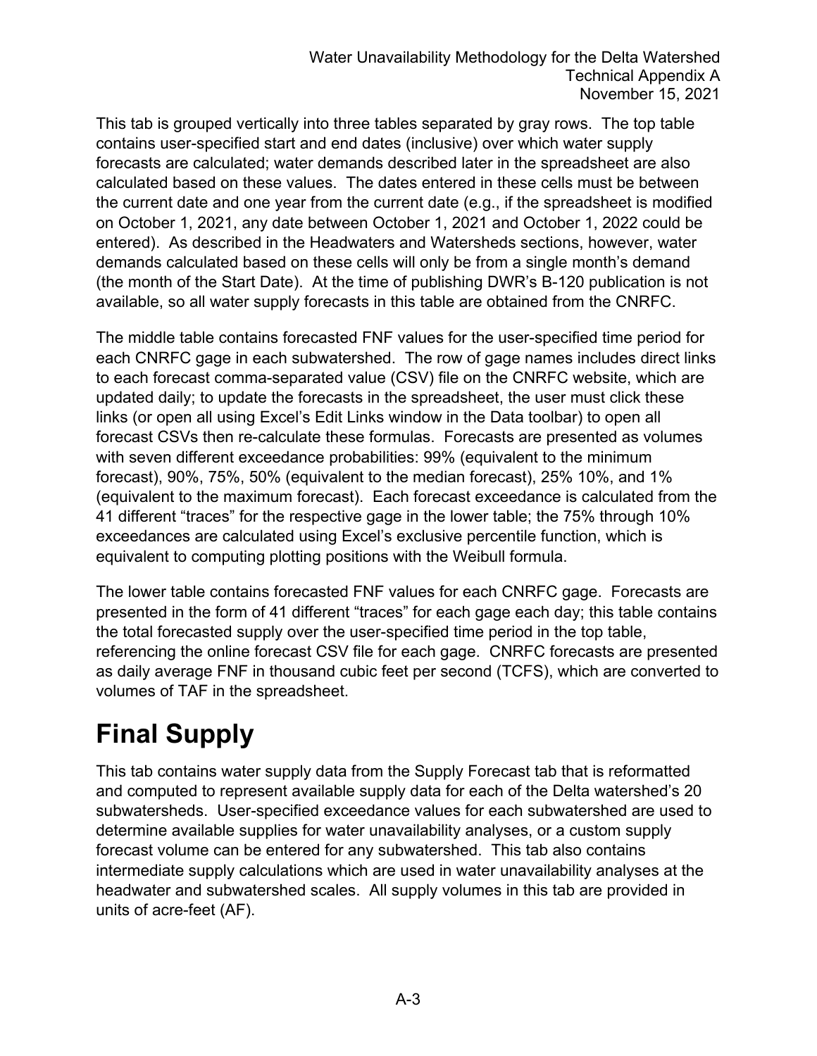This tab is grouped vertically into three tables separated by gray rows. The top table contains user-specified start and end dates (inclusive) over which water supply forecasts are calculated; water demands described later in the spreadsheet are also calculated based on these values. The dates entered in these cells must be between the current date and one year from the current date (e.g., if the spreadsheet is modified on October 1, 2021, any date between October 1, 2021 and October 1, 2022 could be entered). As described in the Headwaters and Watersheds sections, however, water demands calculated based on these cells will only be from a single month's demand (the month of the Start Date). At the time of publishing DWR's B-120 publication is not available, so all water supply forecasts in this table are obtained from the CNRFC.

The middle table contains forecasted FNF values for the user-specified time period for each CNRFC gage in each subwatershed. The row of gage names includes direct links to each forecast comma-separated value (CSV) file on the CNRFC website, which are updated daily; to update the forecasts in the spreadsheet, the user must click these links (or open all using Excel's Edit Links window in the Data toolbar) to open all forecast CSVs then re-calculate these formulas. Forecasts are presented as volumes with seven different exceedance probabilities: 99% (equivalent to the minimum forecast), 90%, 75%, 50% (equivalent to the median forecast), 25% 10%, and 1% (equivalent to the maximum forecast). Each forecast exceedance is calculated from the 41 different "traces" for the respective gage in the lower table; the 75% through 10% exceedances are calculated using Excel's exclusive percentile function, which is equivalent to computing plotting positions with the Weibull formula.

The lower table contains forecasted FNF values for each CNRFC gage. Forecasts are presented in the form of 41 different "traces" for each gage each day; this table contains the total forecasted supply over the user-specified time period in the top table, referencing the online forecast CSV file for each gage. CNRFC forecasts are presented as daily average FNF in thousand cubic feet per second (TCFS), which are converted to volumes of TAF in the spreadsheet.

# Final Supply

This tab contains water supply data from the Supply Forecast tab that is reformatted and computed to represent available supply data for each of the Delta watershed's 20 subwatersheds. User-specified exceedance values for each subwatershed are used to determine available supplies for water unavailability analyses, or a custom supply forecast volume can be entered for any subwatershed. This tab also contains intermediate supply calculations which are used in water unavailability analyses at the headwater and subwatershed scales. All supply volumes in this tab are provided in units of acre-feet (AF).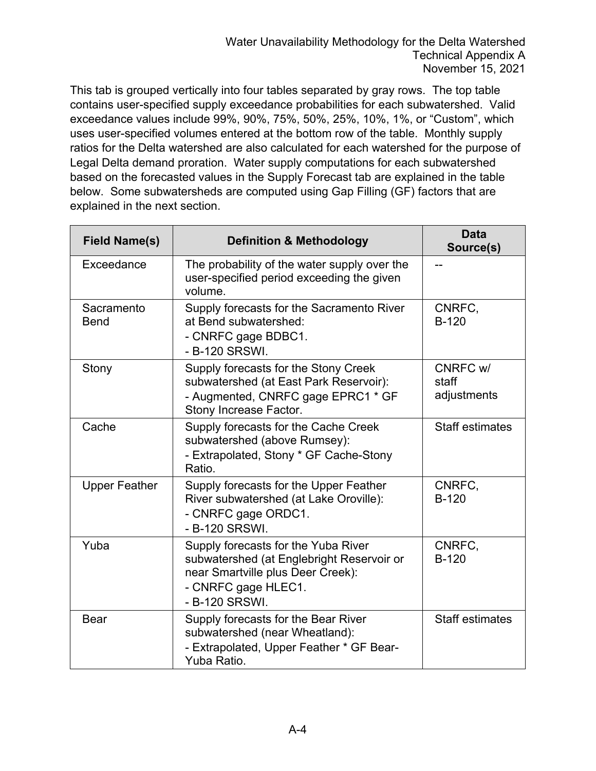This tab is grouped vertically into four tables separated by gray rows. The top table contains user-specified supply exceedance probabilities for each subwatershed. Valid exceedance values include 99%, 90%, 75%, 50%, 25%, 10%, 1%, or "Custom", which uses user-specified volumes entered at the bottom row of the table. Monthly supply ratios for the Delta watershed are also calculated for each watershed for the purpose of Legal Delta demand proration. Water supply computations for each subwatershed based on the forecasted values in the Supply Forecast tab are explained in the table below. Some subwatersheds are computed using Gap Filling (GF) factors that are explained in the next section.

| Field Name(s) | Definition & Methodology | Data Source(s) |
|---|---|---|
| Exceedance | The probability of the water supply over the user-specified period exceeding the given volume. | -- |
| Sacramento Bend | Supply forecasts for the Sacramento River at Bend subwatershed:<br>- CNRFC gage BDBC1.<br>- B-120 SRSWI. | CNRFC,<br>B-120 |
| Stony | Supply forecasts for the Stony Creek subwatershed (at East Park Reservoir):<br>- Augmented, CNRFC gage EPRC1 * GF Stony Increase Factor. | CNRFC w/ staff adjustments |
| Cache | Supply forecasts for the Cache Creek subwatershed (above Rumsey):<br>- Extrapolated, Stony * GF Cache-Stony Ratio. | Staff estimates |
| Upper Feather | Supply forecasts for the Upper Feather River subwatershed (at Lake Oroville):<br>- CNRFC gage ORDC1.<br>- B-120 SRSWI. | CNRFC,<br>B-120 |
| Yuba | Supply forecasts for the Yuba River subwatershed (at Englebright Reservoir or near Smartville plus Deer Creek):<br>- CNRFC gage HLEC1.<br>- B-120 SRSWI. | CNRFC,<br>B-120 |
| Bear | Supply forecasts for the Bear River subwatershed (near Wheatland):<br>- Extrapolated, Upper Feather * GF Bear-Yuba Ratio. | Staff estimates |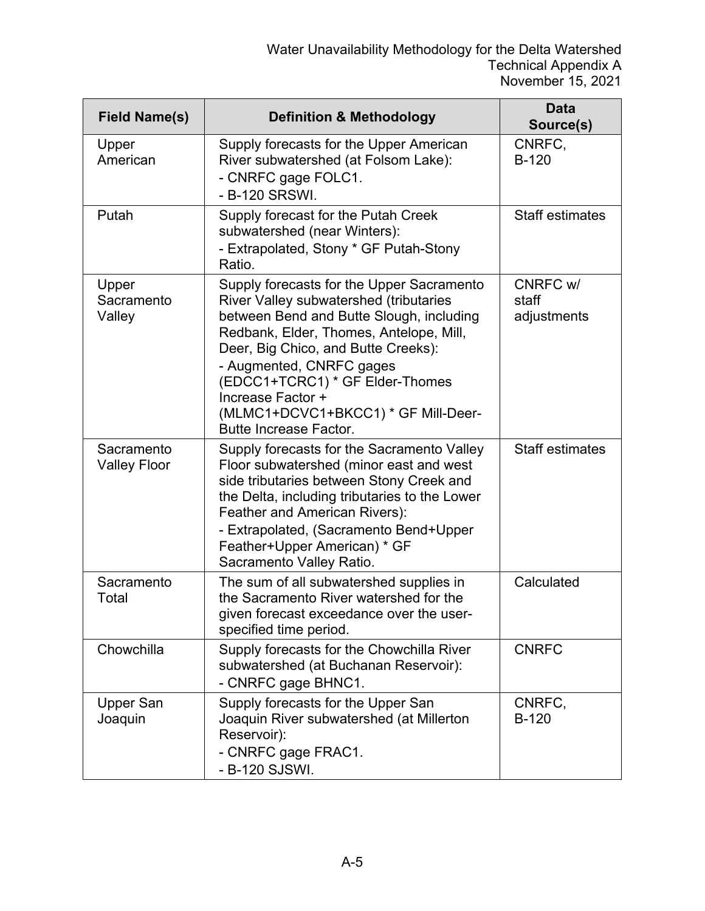| Field Name(s) | Definition & Methodology | Data Source(s) |
|---|---|---|
| Upper American | Supply forecasts for the Upper American River subwatershed (at Folsom Lake):<br>- CNRFC gage FOLC1.<br>- B-120 SRSWI. | CNRFC, B-120 |
| Putah | Supply forecast for the Putah Creek subwatershed (near Winters):<br>- Extrapolated, Stony * GF Putah-Stony Ratio. | Staff estimates |
| Upper Sacramento Valley | Supply forecasts for the Upper Sacramento River Valley subwatershed (tributaries between Bend and Butte Slough, including Redbank, Elder, Thomes, Antelope, Mill, Deer, Big Chico, and Butte Creeks):<br>- Augmented, CNRFC gages (EDCC1+TCRC1) * GF Elder-Thomes Increase Factor + (MLMC1+DCVC1+BKCC1) * GF Mill-Deer-Butte Increase Factor. | CNRFC w/ staff adjustments |
| Sacramento Valley Floor | Supply forecasts for the Sacramento Valley Floor subwatershed (minor east and west side tributaries between Stony Creek and the Delta, including tributaries to the Lower Feather and American Rivers):<br>- Extrapolated, (Sacramento Bend+Upper Feather+Upper American) * GF Sacramento Valley Ratio. | Staff estimates |
| Sacramento Total | The sum of all subwatershed supplies in the Sacramento River watershed for the given forecast exceedance over the user-specified time period. | Calculated |
| Chowchilla | Supply forecasts for the Chowchilla River subwatershed (at Buchanan Reservoir):<br>- CNRFC gage BHNC1. | CNRFC |
| Upper San Joaquin | Supply forecasts for the Upper San Joaquin River subwatershed (at Millerton Reservoir):<br>- CNRFC gage FRAC1.<br>- B-120 SJSWI. | CNRFC, B-120 |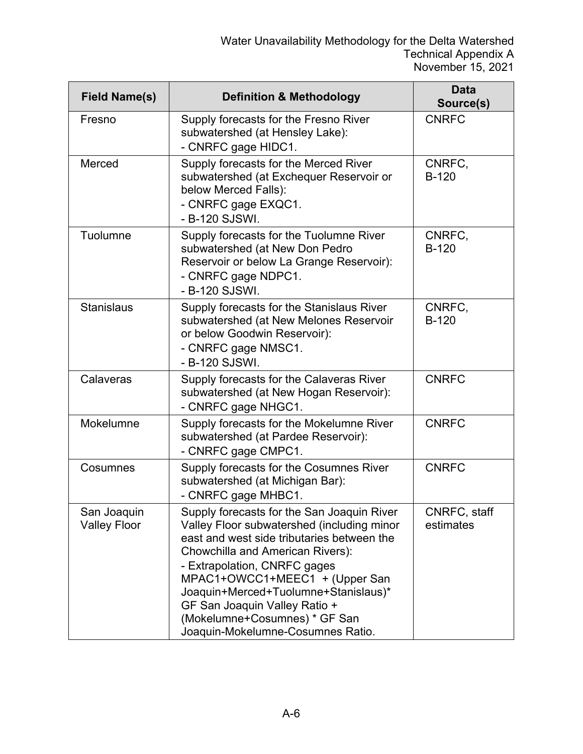| Field Name(s) | Definition & Methodology | Data Source(s) |
| --- | --- | --- |
| Fresno | Supply forecasts for the Fresno River subwatershed (at Hensley Lake):<br>- CNRFC gage HIDC1. | CNRFC |
| Merced | Supply forecasts for the Merced River subwatershed (at Exchequer Reservoir or below Merced Falls):<br>- CNRFC gage EXQC1.<br>- B-120 SJSWI. | CNRFC, B-120 |
| Tuolumne | Supply forecasts for the Tuolumne River subwatershed (at New Don Pedro Reservoir or below La Grange Reservoir):<br>- CNRFC gage NDPC1.<br>- B-120 SJSWI. | CNRFC, B-120 |
| Stanislaus | Supply forecasts for the Stanislaus River subwatershed (at New Melones Reservoir or below Goodwin Reservoir):<br>- CNRFC gage NMSC1.<br>- B-120 SJSWI. | CNRFC, B-120 |
| Calaveras | Supply forecasts for the Calaveras River subwatershed (at New Hogan Reservoir):<br>- CNRFC gage NHGC1. | CNRFC |
| Mokelumne | Supply forecasts for the Mokelumne River subwatershed (at Pardee Reservoir):<br>- CNRFC gage CMPC1. | CNRFC |
| Cosumnes | Supply forecasts for the Cosumnes River subwatershed (at Michigan Bar):<br>- CNRFC gage MHBC1. | CNRFC |
| San Joaquin Valley Floor | Supply forecasts for the San Joaquin River Valley Floor subwatershed (including minor east and west side tributaries between the Chowchilla and American Rivers):<br>- Extrapolation, CNRFC gages MPAC1+OWCC1+MEEC1 + (Upper San Joaquin+Merced+Tuolumne+Stanislaus)* GF San Joaquin Valley Ratio + (Mokelumne+Cosumnes) * GF San Joaquin-Mokelumne-Cosumnes Ratio. | CNRFC, staff estimates |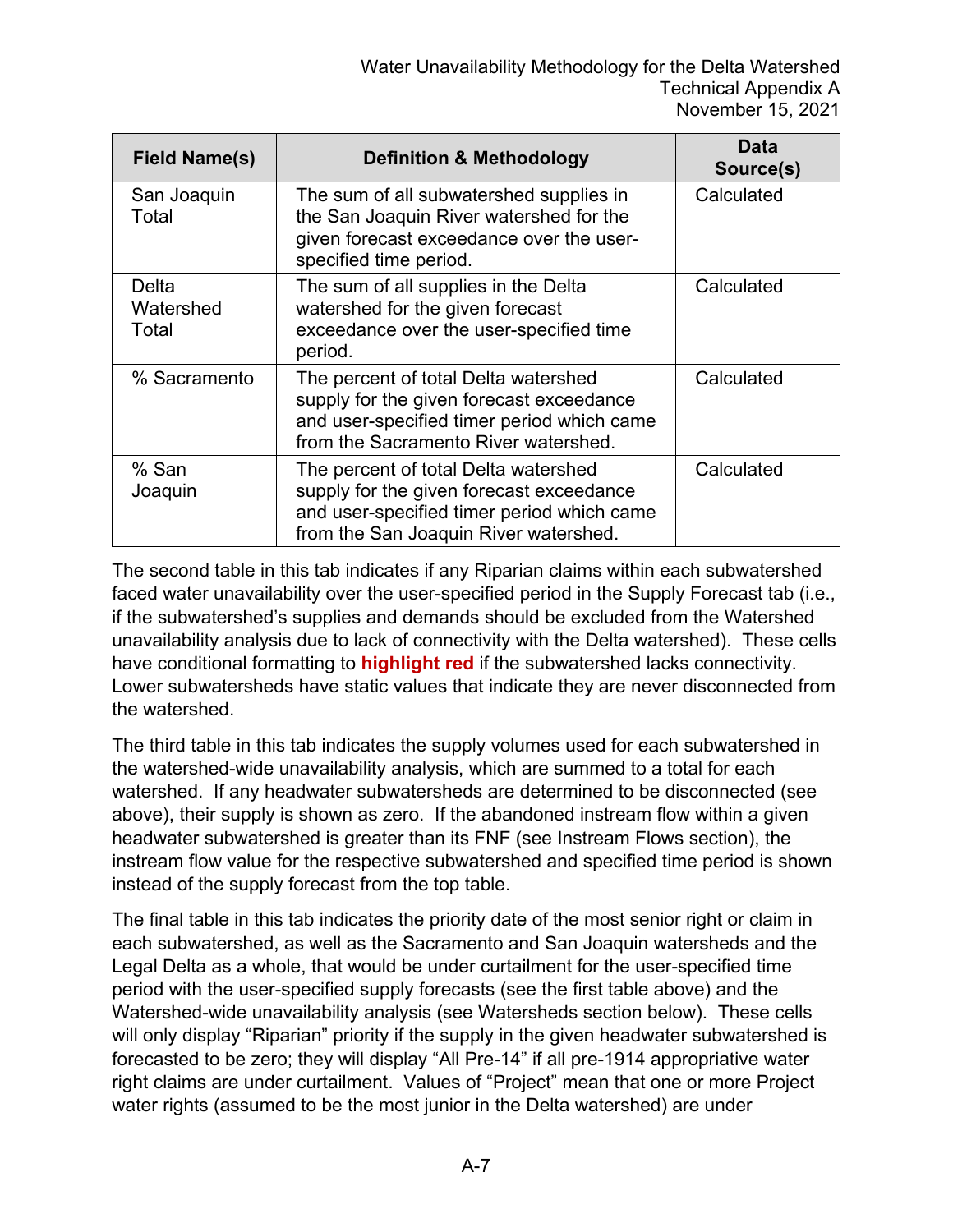| Field Name(s) | Definition & Methodology | Data Source(s) |
|---|---|---|
| San Joaquin Total | The sum of all subwatershed supplies in the San Joaquin River watershed for the given forecast exceedance over the user-specified time period. | Calculated |
| Delta Watershed Total | The sum of all supplies in the Delta watershed for the given forecast exceedance over the user-specified time period. | Calculated |
| % Sacramento | The percent of total Delta watershed supply for the given forecast exceedance and user-specified timer period which came from the Sacramento River watershed. | Calculated |
| % San Joaquin | The percent of total Delta watershed supply for the given forecast exceedance and user-specified timer period which came from the San Joaquin River watershed. | Calculated |

The second table in this tab indicates if any Riparian claims within each subwatershed faced water unavailability over the user-specified period in the Supply Forecast tab (i.e., if the subwatershed's supplies and demands should be excluded from the Watershed unavailability analysis due to lack of connectivity with the Delta watershed). These cells have conditional formatting to **highlight red** if the subwatershed lacks connectivity. Lower subwatersheds have static values that indicate they are never disconnected from the watershed.

The third table in this tab indicates the supply volumes used for each subwatershed in the watershed-wide unavailability analysis, which are summed to a total for each watershed. If any headwater subwatersheds are determined to be disconnected (see above), their supply is shown as zero. If the abandoned instream flow within a given headwater subwatershed is greater than its FNF (see Instream Flows section), the instream flow value for the respective subwatershed and specified time period is shown instead of the supply forecast from the top table.

The final table in this tab indicates the priority date of the most senior right or claim in each subwatershed, as well as the Sacramento and San Joaquin watersheds and the Legal Delta as a whole, that would be under curtailment for the user-specified time period with the user-specified supply forecasts (see the first table above) and the Watershed-wide unavailability analysis (see Watersheds section below). These cells will only display "Riparian" priority if the supply in the given headwater subwatershed is forecasted to be zero; they will display "All Pre-14" if all pre-1914 appropriative water right claims are under curtailment. Values of "Project" mean that one or more Project water rights (assumed to be the most junior in the Delta watershed) are under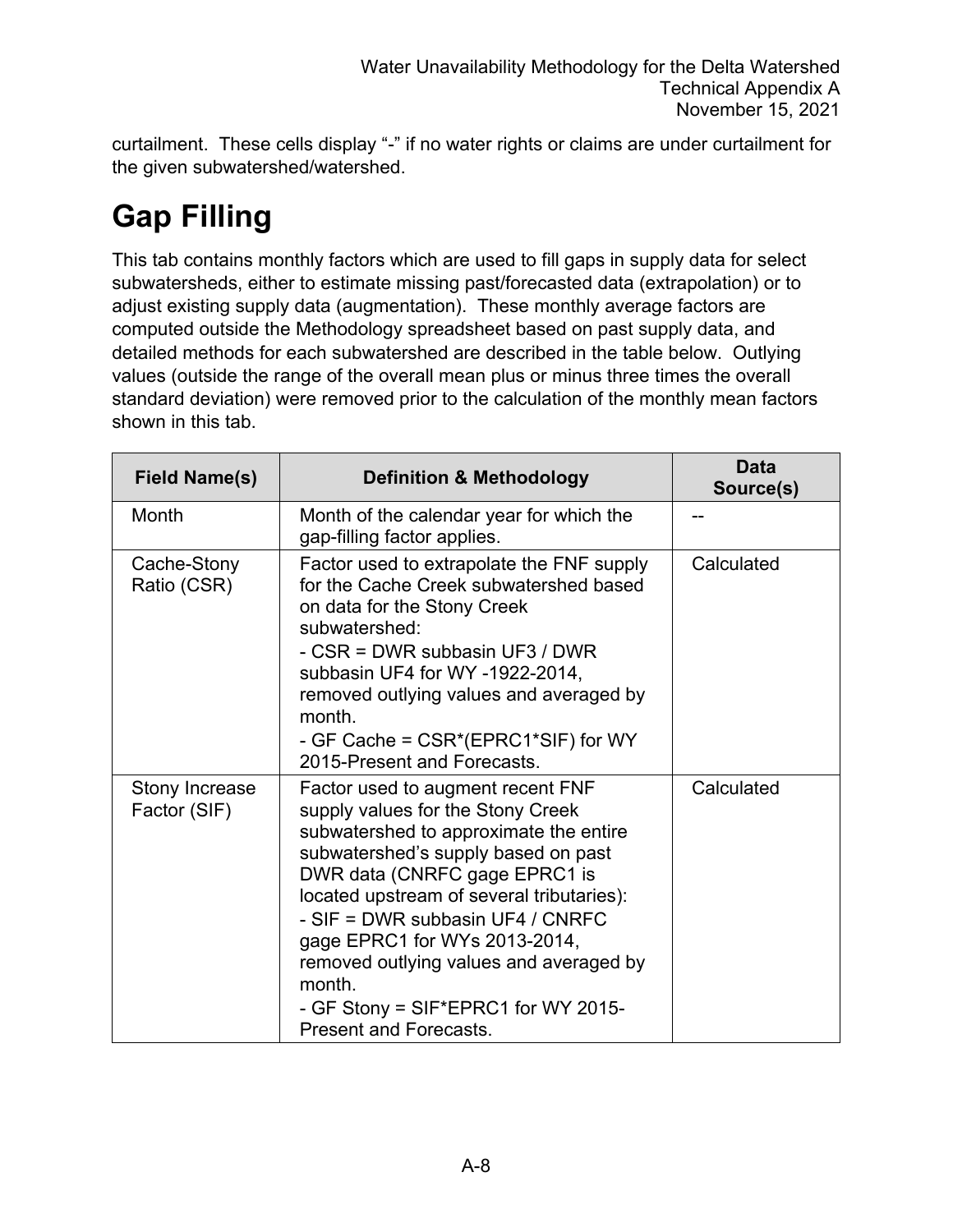curtailment. These cells display "-" if no water rights or claims are under curtailment for the given subwatershed/watershed.

# Gap Filling

This tab contains monthly factors which are used to fill gaps in supply data for select subwatersheds, either to estimate missing past/forecasted data (extrapolation) or to adjust existing supply data (augmentation). These monthly average factors are computed outside the Methodology spreadsheet based on past supply data, and detailed methods for each subwatershed are described in the table below. Outlying values (outside the range of the overall mean plus or minus three times the overall standard deviation) were removed prior to the calculation of the monthly mean factors shown in this tab.

| Field Name(s) | Definition & Methodology | Data Source(s) |
|---|---|---|
| Month | Month of the calendar year for which the gap-filling factor applies. | -- |
| Cache-Stony Ratio (CSR) | Factor used to extrapolate the FNF supply for the Cache Creek subwatershed based on data for the Stony Creek subwatershed:<br>- CSR = DWR subbasin UF3 / DWR subbasin UF4 for WY -1922-2014, removed outlying values and averaged by month.<br>- GF Cache = CSR*(EPRC1*SIF) for WY 2015-Present and Forecasts. | Calculated |
| Stony Increase Factor (SIF) | Factor used to augment recent FNF supply values for the Stony Creek subwatershed to approximate the entire subwatershed's supply based on past DWR data (CNRFC gage EPRC1 is located upstream of several tributaries):<br>- SIF = DWR subbasin UF4 / CNRFC gage EPRC1 for WYs 2013-2014, removed outlying values and averaged by month.<br>- GF Stony = SIF*EPRC1 for WY 2015-Present and Forecasts. | Calculated |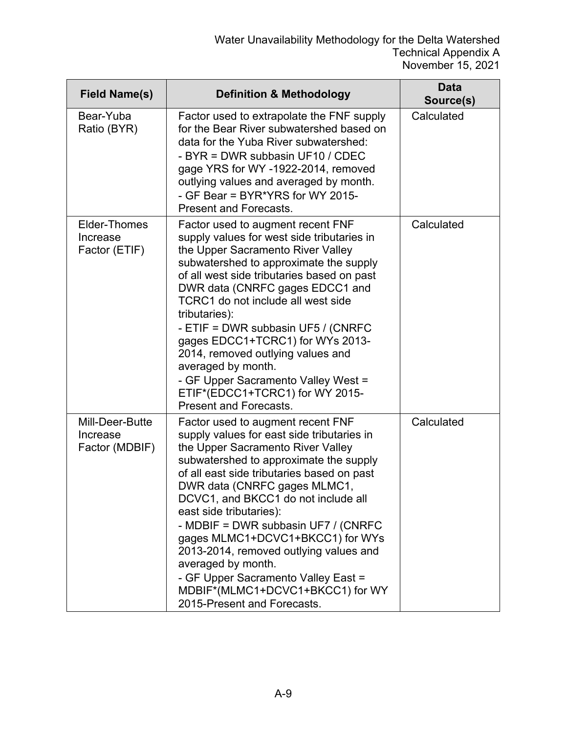| Field Name(s) | Definition & Methodology | Data Source(s) |
| --- | --- | --- |
| Bear-Yuba Ratio (BYR) | Factor used to extrapolate the FNF supply for the Bear River subwatershed based on data for the Yuba River subwatershed:<br>- BYR = DWR subbasin UF10 / CDEC gage YRS for WY -1922-2014, removed outlying values and averaged by month.<br>- GF Bear = BYR*YRS for WY 2015-Present and Forecasts. | Calculated |
| Elder-Thomes Increase Factor (ETIF) | Factor used to augment recent FNF supply values for west side tributaries in the Upper Sacramento River Valley subwatershed to approximate the supply of all west side tributaries based on past DWR data (CNRFC gages EDCC1 and TCRC1 do not include all west side tributaries):<br>- ETIF = DWR subbasin UF5 / (CNRFC gages EDCC1+TCRC1) for WYs 2013-2014, removed outlying values and averaged by month.<br>- GF Upper Sacramento Valley West = ETIF*(EDCC1+TCRC1) for WY 2015-Present and Forecasts. | Calculated |
| Mill-Deer-Butte Increase Factor (MDBIF) | Factor used to augment recent FNF supply values for east side tributaries in the Upper Sacramento River Valley subwatershed to approximate the supply of all east side tributaries based on past DWR data (CNRFC gages MLMC1, DCVC1, and BKCC1 do not include all east side tributaries):<br>- MDBIF = DWR subbasin UF7 / (CNRFC gages MLMC1+DCVC1+BKCC1) for WYs 2013-2014, removed outlying values and averaged by month.<br>- GF Upper Sacramento Valley East = MDBIF*(MLMC1+DCVC1+BKCC1) for WY 2015-Present and Forecasts. | Calculated |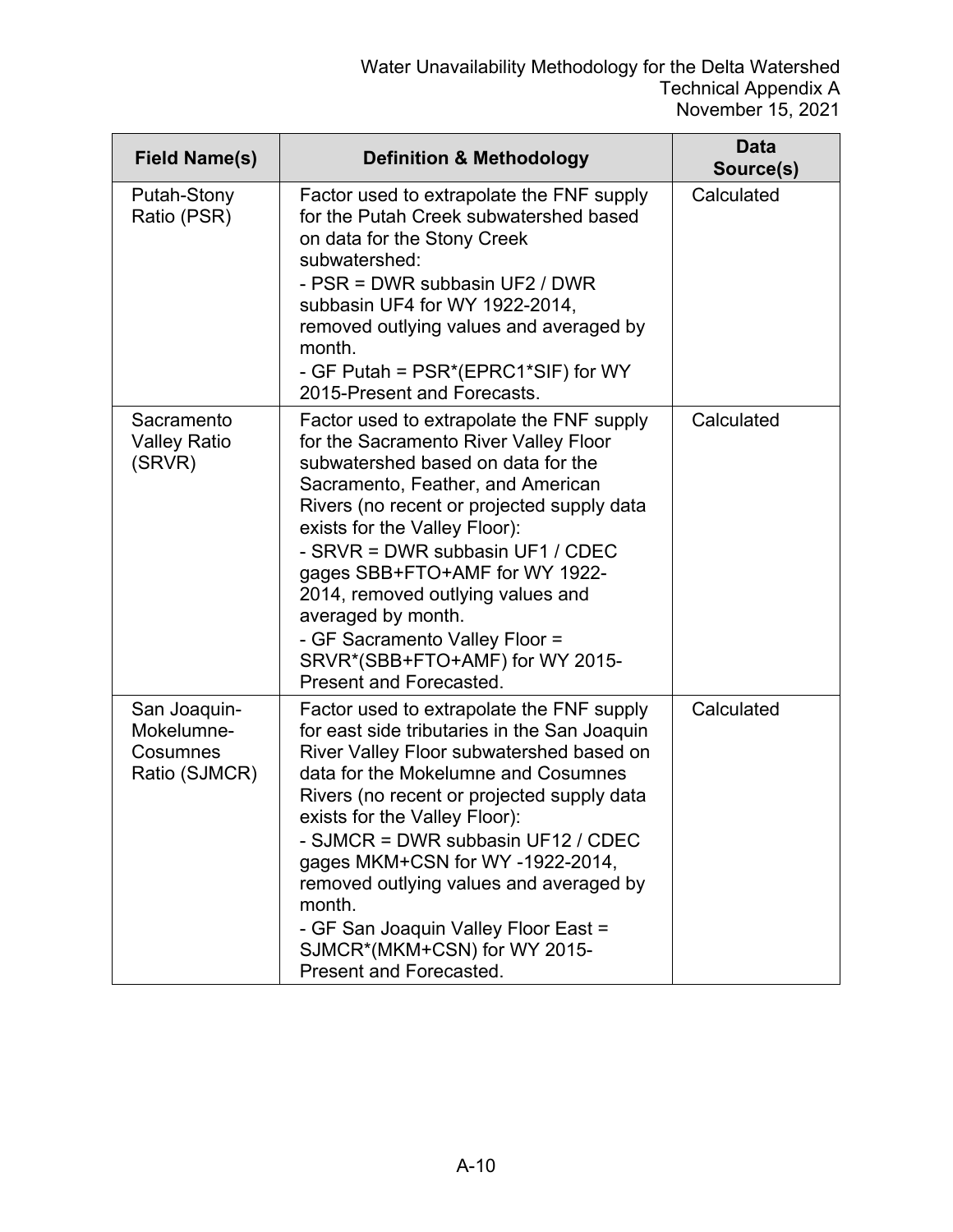| Field Name(s) | Definition & Methodology | Data Source(s) |
|---|---|---|
| Putah-Stony Ratio (PSR) | Factor used to extrapolate the FNF supply for the Putah Creek subwatershed based on data for the Stony Creek subwatershed:<br>- PSR = DWR subbasin UF2 / DWR subbasin UF4 for WY 1922-2014, removed outlying values and averaged by month.<br>- GF Putah = PSR*(EPRC1*SIF) for WY 2015-Present and Forecasts. | Calculated |
| Sacramento Valley Ratio (SRVR) | Factor used to extrapolate the FNF supply for the Sacramento River Valley Floor subwatershed based on data for the Sacramento, Feather, and American Rivers (no recent or projected supply data exists for the Valley Floor):<br>- SRVR = DWR subbasin UF1 / CDEC gages SBB+FTO+AMF for WY 1922-2014, removed outlying values and averaged by month.<br>- GF Sacramento Valley Floor = SRVR*(SBB+FTO+AMF) for WY 2015-Present and Forecasted. | Calculated |
| San Joaquin-Mokelumne-Cosumnes Ratio (SJMCR) | Factor used to extrapolate the FNF supply for east side tributaries in the San Joaquin River Valley Floor subwatershed based on data for the Mokelumne and Cosumnes Rivers (no recent or projected supply data exists for the Valley Floor):<br>- SJMCR = DWR subbasin UF12 / CDEC gages MKM+CSN for WY -1922-2014, removed outlying values and averaged by month.<br>- GF San Joaquin Valley Floor East = SJMCR*(MKM+CSN) for WY 2015-Present and Forecasted. | Calculated |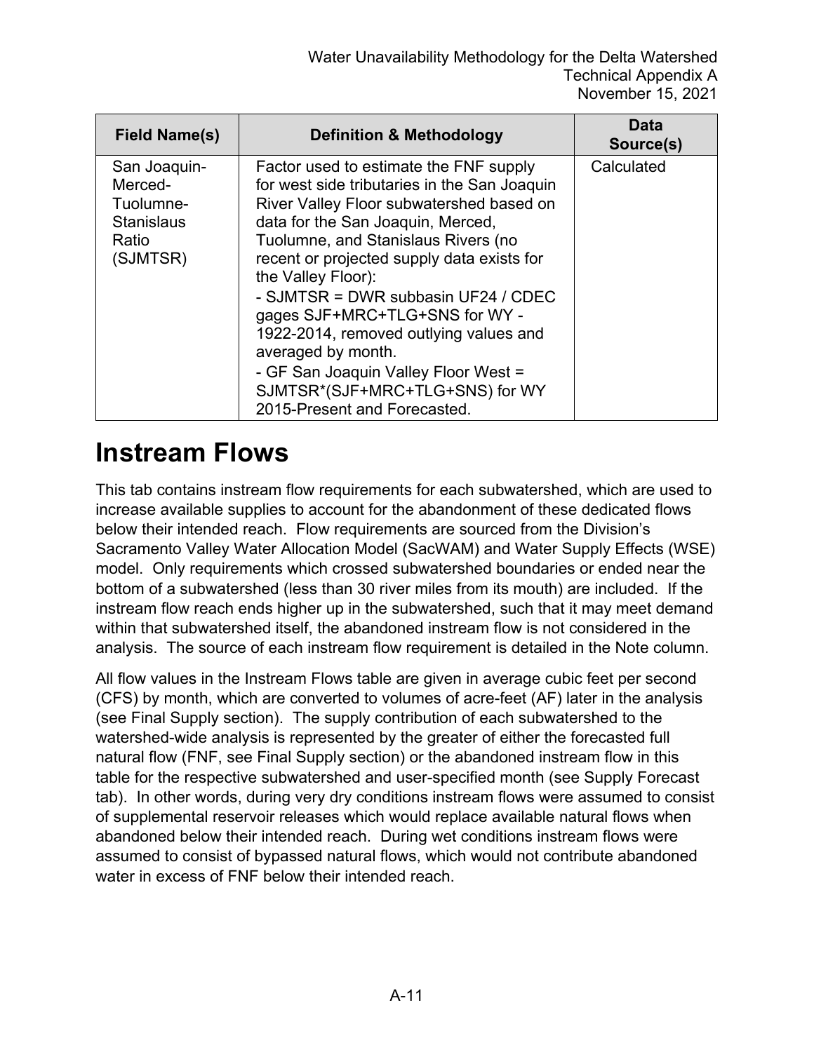| Field Name(s) | Definition & Methodology | Data Source(s) |
| --- | --- | --- |
| San Joaquin-Merced-Tuolumne-Stanislaus Ratio (SJMTSR) | Factor used to estimate the FNF supply for west side tributaries in the San Joaquin River Valley Floor subwatershed based on data for the San Joaquin, Merced, Tuolumne, and Stanislaus Rivers (no recent or projected supply data exists for the Valley Floor):<br>- SJMTSR = DWR subbasin UF24 / CDEC gages SJF+MRC+TLG+SNS for WY - 1922-2014, removed outlying values and averaged by month.<br>- GF San Joaquin Valley Floor West = SJMTSR*(SJF+MRC+TLG+SNS) for WY 2015-Present and Forecasted. | Calculated |

# Instream Flows

This tab contains instream flow requirements for each subwatershed, which are used to increase available supplies to account for the abandonment of these dedicated flows below their intended reach. Flow requirements are sourced from the Division's Sacramento Valley Water Allocation Model (SacWAM) and Water Supply Effects (WSE) model. Only requirements which crossed subwatershed boundaries or ended near the bottom of a subwatershed (less than 30 river miles from its mouth) are included. If the instream flow reach ends higher up in the subwatershed, such that it may meet demand within that subwatershed itself, the abandoned instream flow is not considered in the analysis. The source of each instream flow requirement is detailed in the Note column.

All flow values in the Instream Flows table are given in average cubic feet per second (CFS) by month, which are converted to volumes of acre-feet (AF) later in the analysis (see Final Supply section). The supply contribution of each subwatershed to the watershed-wide analysis is represented by the greater of either the forecasted full natural flow (FNF, see Final Supply section) or the abandoned instream flow in this table for the respective subwatershed and user-specified month (see Supply Forecast tab). In other words, during very dry conditions instream flows were assumed to consist of supplemental reservoir releases which would replace available natural flows when abandoned below their intended reach. During wet conditions instream flows were assumed to consist of bypassed natural flows, which would not contribute abandoned water in excess of FNF below their intended reach.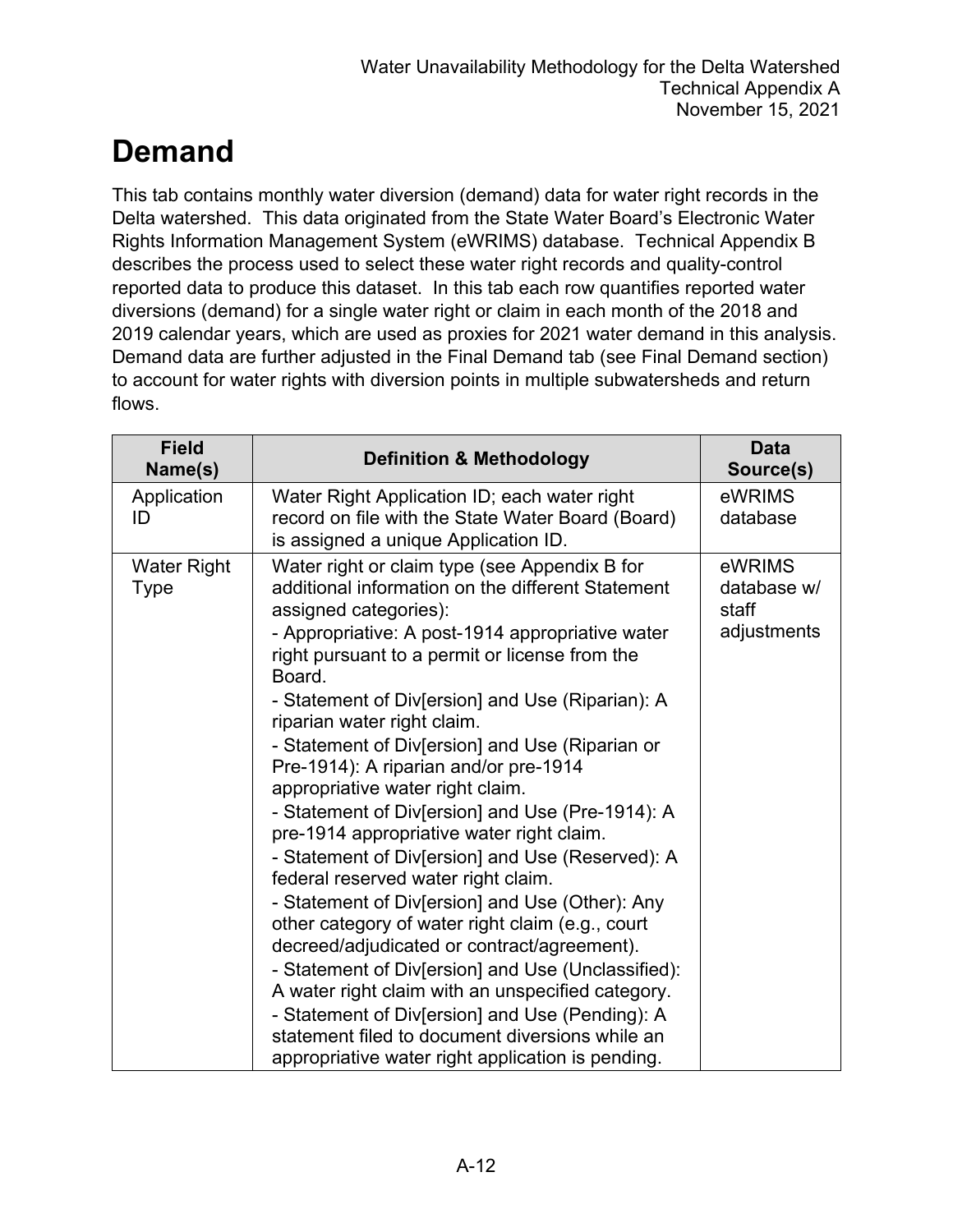# Demand

This tab contains monthly water diversion (demand) data for water right records in the Delta watershed. This data originated from the State Water Board's Electronic Water Rights Information Management System (eWRIMS) database. Technical Appendix B describes the process used to select these water right records and quality-control reported data to produce this dataset. In this tab each row quantifies reported water diversions (demand) for a single water right or claim in each month of the 2018 and 2019 calendar years, which are used as proxies for 2021 water demand in this analysis. Demand data are further adjusted in the Final Demand tab (see Final Demand section) to account for water rights with diversion points in multiple subwatersheds and return flows.

| Field Name(s) | Definition & Methodology | Data Source(s) |
|---|---|---|
| Application ID | Water Right Application ID; each water right record on file with the State Water Board (Board) is assigned a unique Application ID. | eWRIMS database |
| Water Right Type | Water right or claim type (see Appendix B for additional information on the different Statement assigned categories):<br>- Appropriative: A post-1914 appropriative water right pursuant to a permit or license from the Board.<br>- Statement of Div[ersion] and Use (Riparian): A riparian water right claim.<br>- Statement of Div[ersion] and Use (Riparian or Pre-1914): A riparian and/or pre-1914 appropriative water right claim.<br>- Statement of Div[ersion] and Use (Pre-1914): A pre-1914 appropriative water right claim.<br>- Statement of Div[ersion] and Use (Reserved): A federal reserved water right claim.<br>- Statement of Div[ersion] and Use (Other): Any other category of water right claim (e.g., court decreed/adjudicated or contract/agreement).<br>- Statement of Div[ersion] and Use (Unclassified): A water right claim with an unspecified category.<br>- Statement of Div[ersion] and Use (Pending): A statement filed to document diversions while an appropriative water right application is pending. | eWRIMS database w/ staff adjustments |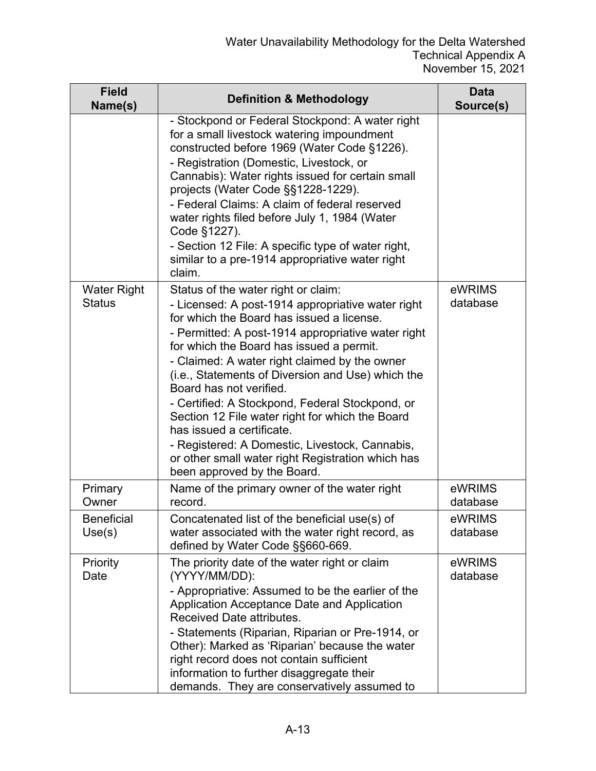| Field Name(s) | Definition & Methodology | Data Source(s) |
|---|---|---|
| | - Stockpond or Federal Stockpond: A water right for a small livestock watering impoundment constructed before 1969 (Water Code §1226).<br>- Registration (Domestic, Livestock, or Cannabis): Water rights issued for certain small projects (Water Code §§1228-1229).<br>- Federal Claims: A claim of federal reserved water rights filed before July 1, 1984 (Water Code §1227).<br>- Section 12 File: A specific type of water right, similar to a pre-1914 appropriative water right claim. | |
| Water Right Status | Status of the water right or claim:<br>- Licensed: A post-1914 appropriative water right for which the Board has issued a license.<br>- Permitted: A post-1914 appropriative water right for which the Board has issued a permit.<br>- Claimed: A water right claimed by the owner (i.e., Statements of Diversion and Use) which the Board has not verified.<br>- Certified: A Stockpond, Federal Stockpond, or Section 12 File water right for which the Board has issued a certificate.<br>- Registered: A Domestic, Livestock, Cannabis, or other small water right Registration which has been approved by the Board. | eWRIMS database |
| Primary Owner | Name of the primary owner of the water right record. | eWRIMS database |
| Beneficial Use(s) | Concatenated list of the beneficial use(s) of water associated with the water right record, as defined by Water Code §§660-669. | eWRIMS database |
| Priority Date | The priority date of the water right or claim (YYYY/MM/DD):<br>- Appropriative: Assumed to be the earlier of the Application Acceptance Date and Application Received Date attributes.<br>- Statements (Riparian, Riparian or Pre-1914, or Other): Marked as 'Riparian' because the water right record does not contain sufficient information to further disaggregate their demands. They are conservatively assumed to | eWRIMS database |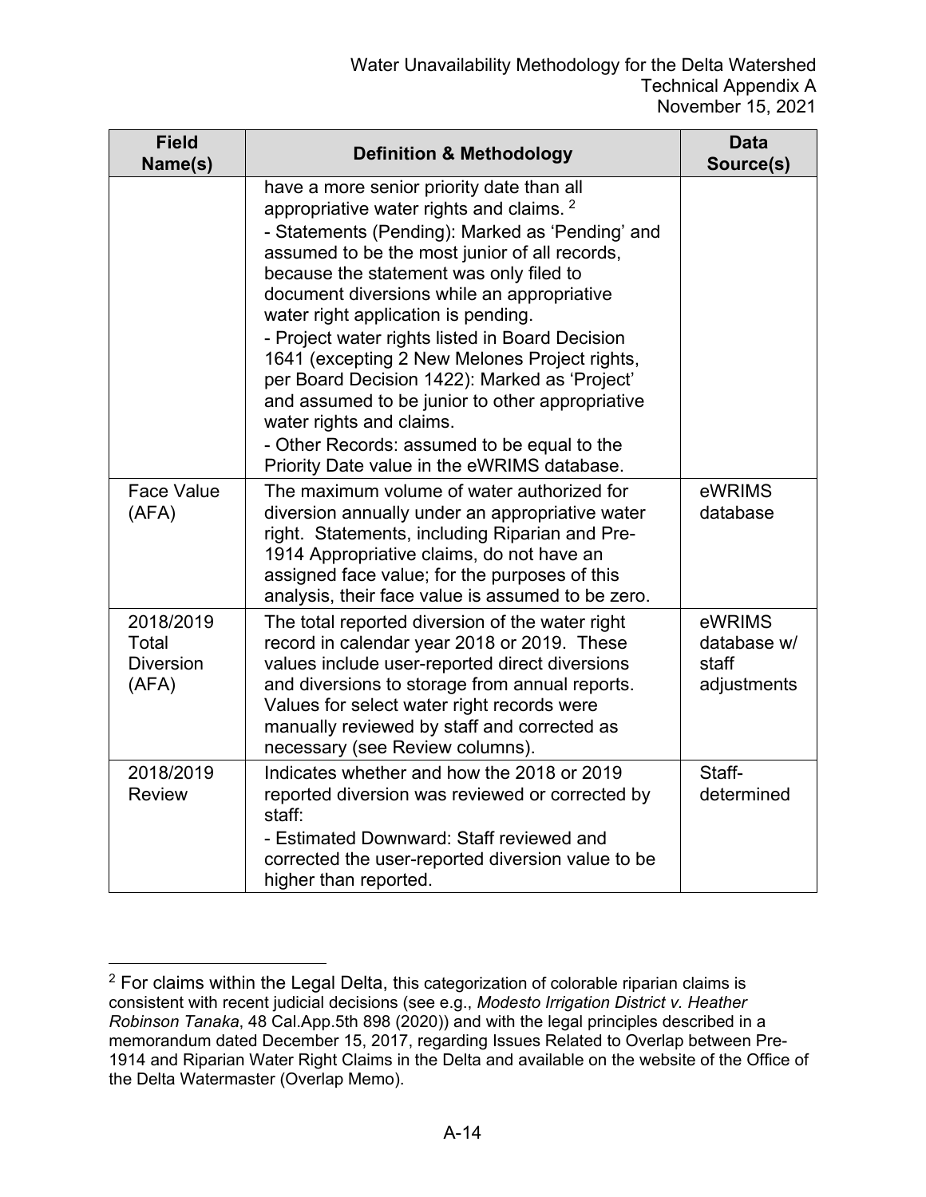| Field Name(s) | Definition & Methodology | Data Source(s) |
|---|---|---|
| | have a more senior priority date than all appropriative water rights and claims. [2]<br>- Statements (Pending): Marked as 'Pending' and assumed to be the most junior of all records, because the statement was only filed to document diversions while an appropriative water right application is pending.<br>- Project water rights listed in Board Decision 1641 (excepting 2 New Melones Project rights, per Board Decision 1422): Marked as 'Project' and assumed to be junior to other appropriative water rights and claims.<br>- Other Records: assumed to be equal to the Priority Date value in the eWRIMS database. | |
| Face Value (AFA) | The maximum volume of water authorized for diversion annually under an appropriative water right. Statements, including Riparian and Pre-1914 Appropriative claims, do not have an assigned face value; for the purposes of this analysis, their face value is assumed to be zero. | eWRIMS database |
| 2018/2019 Total Diversion (AFA) | The total reported diversion of the water right record in calendar year 2018 or 2019. These values include user-reported direct diversions and diversions to storage from annual reports. Values for select water right records were manually reviewed by staff and corrected as necessary (see Review columns). | eWRIMS database w/ staff adjustments |
| 2018/2019 Review | Indicates whether and how the 2018 or 2019 reported diversion was reviewed or corrected by staff:<br>- Estimated Downward: Staff reviewed and corrected the user-reported diversion value to be higher than reported. | Staff-determined |

[2] For claims within the Legal Delta, this categorization of colorable riparian claims is consistent with recent judicial decisions (see e.g., *Modesto Irrigation District v. Heather Robinson Tanaka*, 48 Cal.App.5th 898 (2020)) and with the legal principles described in a memorandum dated December 15, 2017, regarding Issues Related to Overlap between Pre-1914 and Riparian Water Right Claims in the Delta and available on the website of the Office of the Delta Watermaster (Overlap Memo).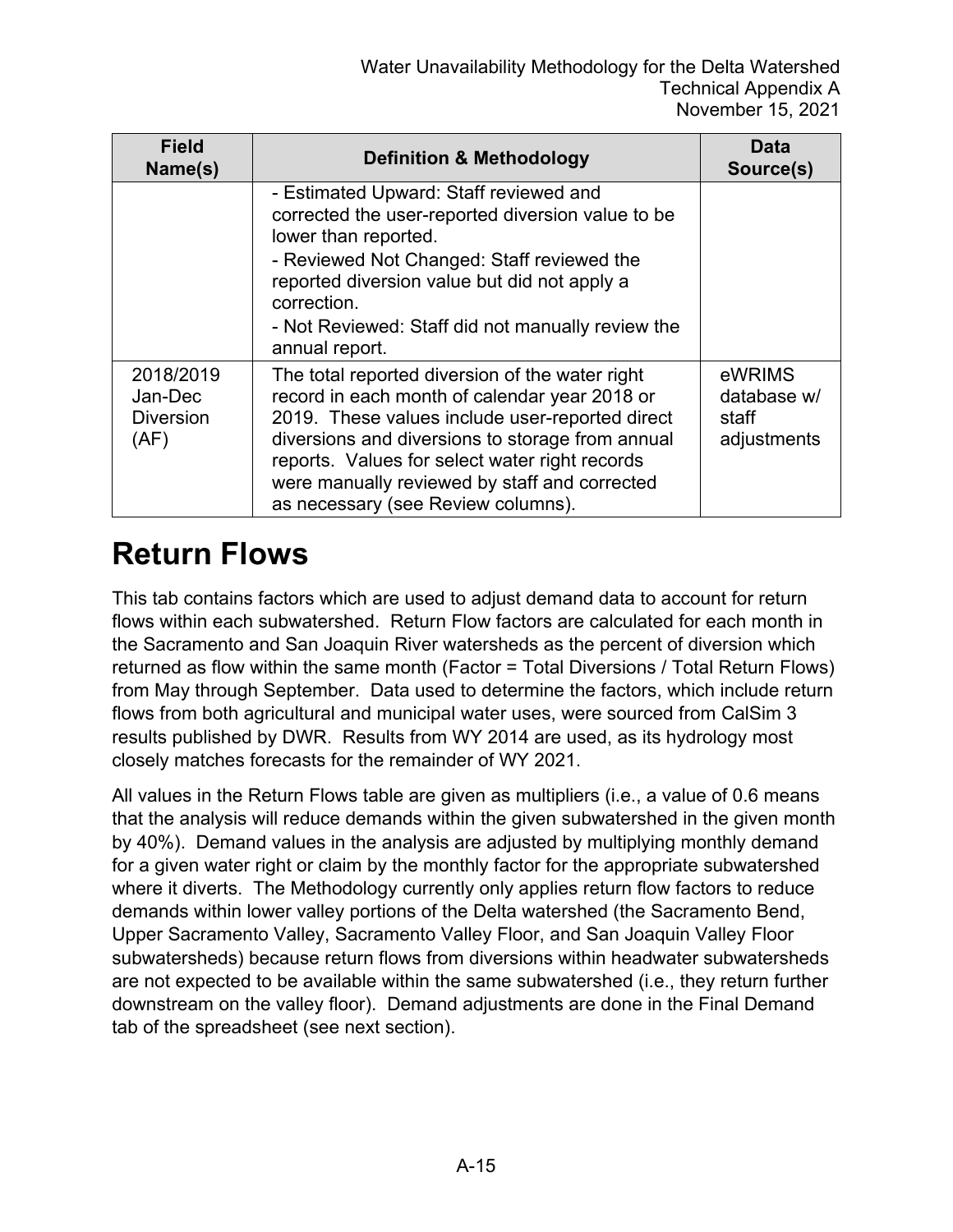| Field Name(s) | Definition & Methodology | Data Source(s) |
|---|---|---|
| | - Estimated Upward: Staff reviewed and corrected the user-reported diversion value to be lower than reported.<br>- Reviewed Not Changed: Staff reviewed the reported diversion value but did not apply a correction.<br>- Not Reviewed: Staff did not manually review the annual report. | |
| 2018/2019 Jan-Dec Diversion (AF) | The total reported diversion of the water right record in each month of calendar year 2018 or 2019. These values include user-reported direct diversions and diversions to storage from annual reports. Values for select water right records were manually reviewed by staff and corrected as necessary (see Review columns). | eWRIMS database w/ staff adjustments |

# Return Flows

This tab contains factors which are used to adjust demand data to account for return flows within each subwatershed. Return Flow factors are calculated for each month in the Sacramento and San Joaquin River watersheds as the percent of diversion which returned as flow within the same month (Factor = Total Diversions / Total Return Flows) from May through September. Data used to determine the factors, which include return flows from both agricultural and municipal water uses, were sourced from CalSim 3 results published by DWR. Results from WY 2014 are used, as its hydrology most closely matches forecasts for the remainder of WY 2021.

All values in the Return Flows table are given as multipliers (i.e., a value of 0.6 means that the analysis will reduce demands within the given subwatershed in the given month by 40%). Demand values in the analysis are adjusted by multiplying monthly demand for a given water right or claim by the monthly factor for the appropriate subwatershed where it diverts. The Methodology currently only applies return flow factors to reduce demands within lower valley portions of the Delta watershed (the Sacramento Bend, Upper Sacramento Valley, Sacramento Valley Floor, and San Joaquin Valley Floor subwatersheds) because return flows from diversions within headwater subwatersheds are not expected to be available within the same subwatershed (i.e., they return further downstream on the valley floor). Demand adjustments are done in the Final Demand tab of the spreadsheet (see next section).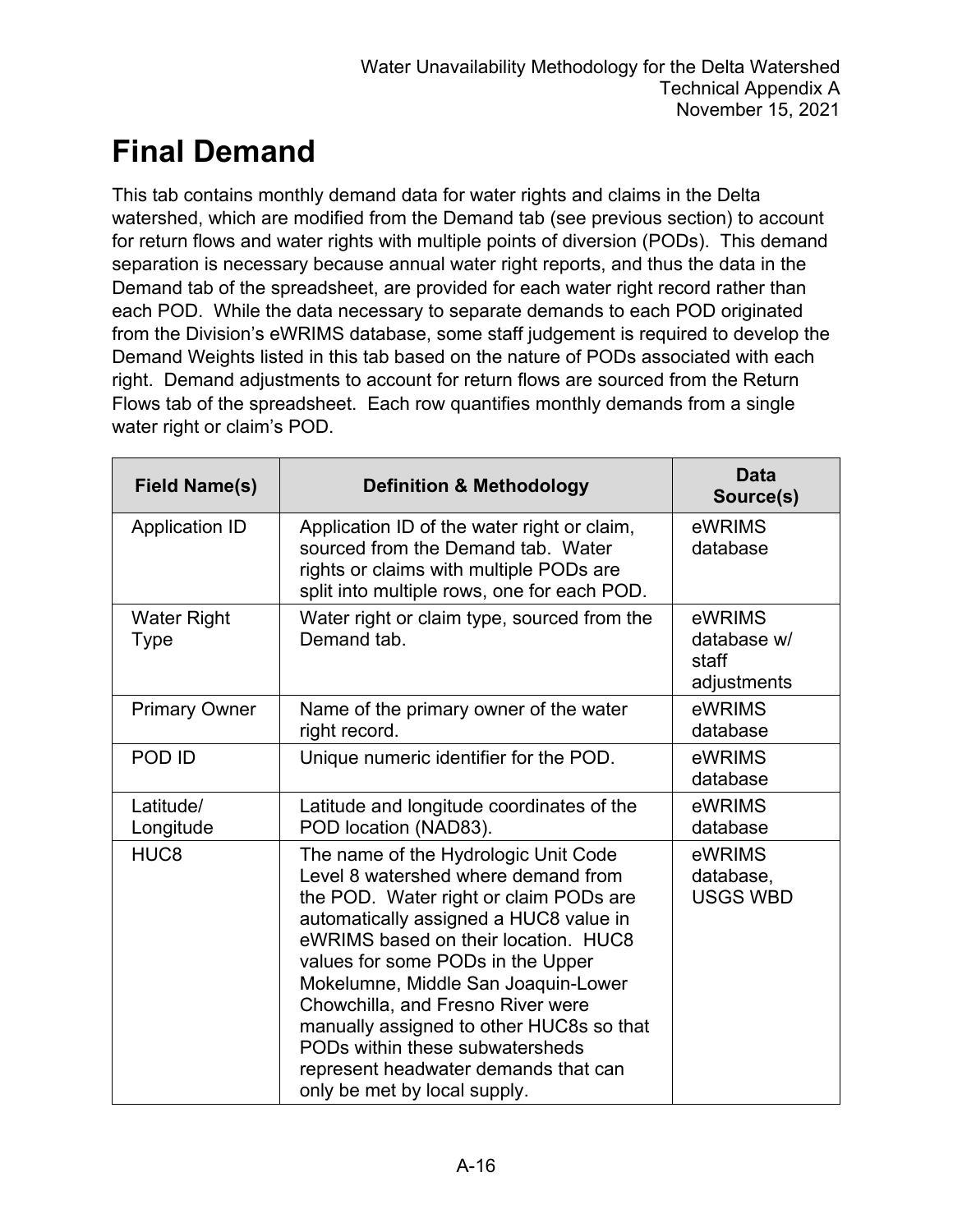# Final Demand

This tab contains monthly demand data for water rights and claims in the Delta watershed, which are modified from the Demand tab (see previous section) to account for return flows and water rights with multiple points of diversion (PODs). This demand separation is necessary because annual water right reports, and thus the data in the Demand tab of the spreadsheet, are provided for each water right record rather than each POD. While the data necessary to separate demands to each POD originated from the Division's eWRIMS database, some staff judgement is required to develop the Demand Weights listed in this tab based on the nature of PODs associated with each right. Demand adjustments to account for return flows are sourced from the Return Flows tab of the spreadsheet. Each row quantifies monthly demands from a single water right or claim's POD.

| Field Name(s) | Definition & Methodology | Data Source(s) |
|---|---|---|
| Application ID | Application ID of the water right or claim, sourced from the Demand tab. Water rights or claims with multiple PODs are split into multiple rows, one for each POD. | eWRIMS database |
| Water Right Type | Water right or claim type, sourced from the Demand tab. | eWRIMS database w/ staff adjustments |
| Primary Owner | Name of the primary owner of the water right record. | eWRIMS database |
| POD ID | Unique numeric identifier for the POD. | eWRIMS database |
| Latitude/ Longitude | Latitude and longitude coordinates of the POD location (NAD83). | eWRIMS database |
| HUC8 | The name of the Hydrologic Unit Code Level 8 watershed where demand from the POD. Water right or claim PODs are automatically assigned a HUC8 value in eWRIMS based on their location. HUC8 values for some PODs in the Upper Mokelumne, Middle San Joaquin-Lower Chowchilla, and Fresno River were manually assigned to other HUC8s so that PODs within these subwatersheds represent headwater demands that can only be met by local supply. | eWRIMS database, USGS WBD |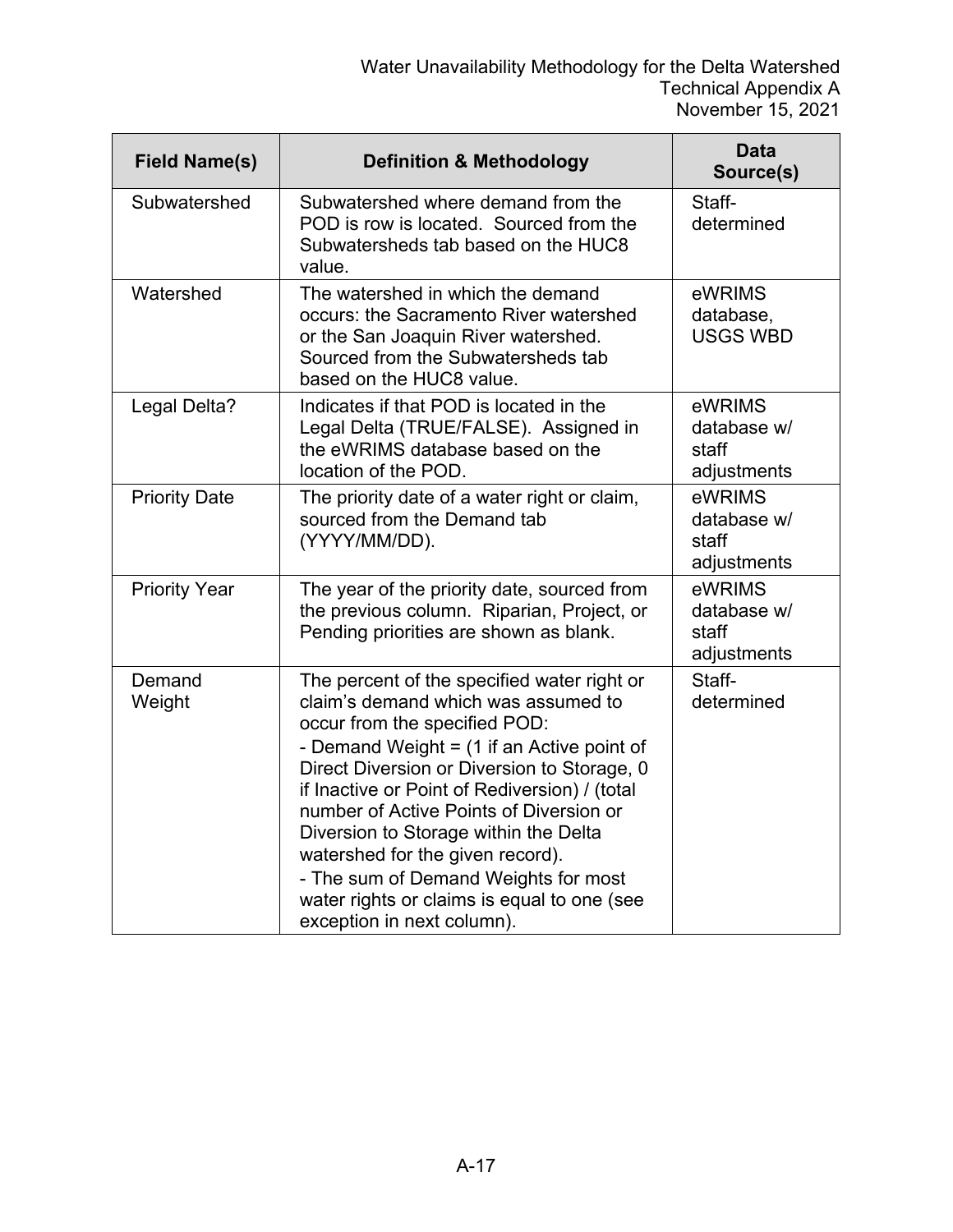| Field Name(s) | Definition & Methodology | Data Source(s) |
|---|---|---|
| Subwatershed | Subwatershed where demand from the POD is row is located. Sourced from the Subwatersheds tab based on the HUC8 value. | Staff-determined |
| Watershed | The watershed in which the demand occurs: the Sacramento River watershed or the San Joaquin River watershed. Sourced from the Subwatersheds tab based on the HUC8 value. | eWRIMS database, USGS WBD |
| Legal Delta? | Indicates if that POD is located in the Legal Delta (TRUE/FALSE). Assigned in the eWRIMS database based on the location of the POD. | eWRIMS database w/ staff adjustments |
| Priority Date | The priority date of a water right or claim, sourced from the Demand tab (YYYY/MM/DD). | eWRIMS database w/ staff adjustments |
| Priority Year | The year of the priority date, sourced from the previous column. Riparian, Project, or Pending priorities are shown as blank. | eWRIMS database w/ staff adjustments |
| Demand Weight | The percent of the specified water right or claim's demand which was assumed to occur from the specified POD:<br>- Demand Weight = (1 if an Active point of Direct Diversion or Diversion to Storage, 0 if Inactive or Point of Rediversion) / (total number of Active Points of Diversion or Diversion to Storage within the Delta watershed for the given record).<br>- The sum of Demand Weights for most water rights or claims is equal to one (see exception in next column). | Staff-determined |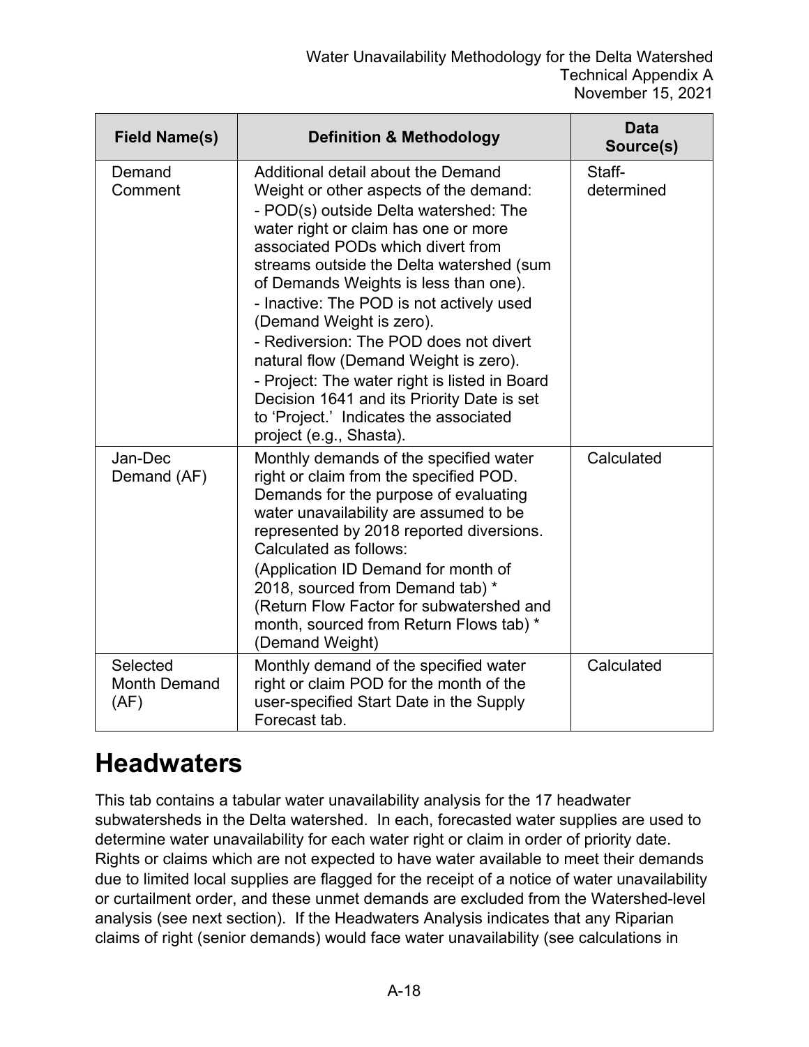| Field Name(s) | Definition & Methodology | Data Source(s) |
|---|---|---|
| Demand Comment | Additional detail about the Demand Weight or other aspects of the demand:<br>- POD(s) outside Delta watershed: The water right or claim has one or more associated PODs which divert from streams outside the Delta watershed (sum of Demands Weights is less than one).<br>- Inactive: The POD is not actively used (Demand Weight is zero).<br>- Rediversion: The POD does not divert natural flow (Demand Weight is zero).<br>- Project: The water right is listed in Board Decision 1641 and its Priority Date is set to 'Project.' Indicates the associated project (e.g., Shasta). | Staff-determined |
| Jan-Dec Demand (AF) | Monthly demands of the specified water right or claim from the specified POD. Demands for the purpose of evaluating water unavailability are assumed to be represented by 2018 reported diversions. Calculated as follows:<br>(Application ID Demand for month of 2018, sourced from Demand tab) * (Return Flow Factor for subwatershed and month, sourced from Return Flows tab) * (Demand Weight) | Calculated |
| Selected Month Demand (AF) | Monthly demand of the specified water right or claim POD for the month of the user-specified Start Date in the Supply Forecast tab. | Calculated |

# Headwaters

This tab contains a tabular water unavailability analysis for the 17 headwater subwatersheds in the Delta watershed. In each, forecasted water supplies are used to determine water unavailability for each water right or claim in order of priority date. Rights or claims which are not expected to have water available to meet their demands due to limited local supplies are flagged for the receipt of a notice of water unavailability or curtailment order, and these unmet demands are excluded from the Watershed-level analysis (see next section). If the Headwaters Analysis indicates that any Riparian claims of right (senior demands) would face water unavailability (see calculations in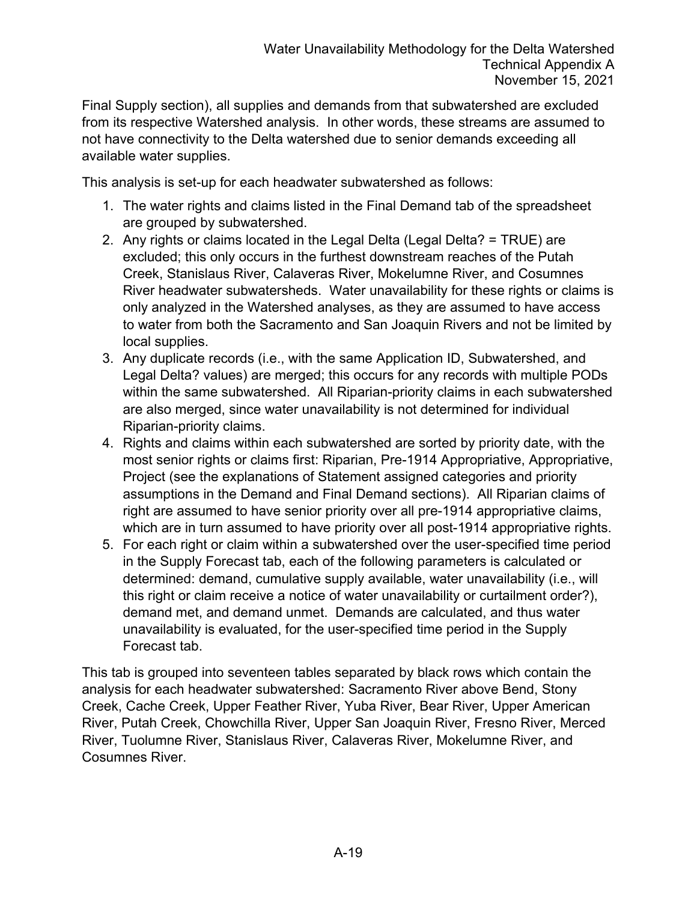Final Supply section), all supplies and demands from that subwatershed are excluded from its respective Watershed analysis. In other words, these streams are assumed to not have connectivity to the Delta watershed due to senior demands exceeding all available water supplies.

This analysis is set-up for each headwater subwatershed as follows:

1. The water rights and claims listed in the Final Demand tab of the spreadsheet are grouped by subwatershed.
2. Any rights or claims located in the Legal Delta (Legal Delta? = TRUE) are excluded; this only occurs in the furthest downstream reaches of the Putah Creek, Stanislaus River, Calaveras River, Mokelumne River, and Cosumnes River headwater subwatersheds. Water unavailability for these rights or claims is only analyzed in the Watershed analyses, as they are assumed to have access to water from both the Sacramento and San Joaquin Rivers and not be limited by local supplies.
3. Any duplicate records (i.e., with the same Application ID, Subwatershed, and Legal Delta? values) are merged; this occurs for any records with multiple PODs within the same subwatershed. All Riparian-priority claims in each subwatershed are also merged, since water unavailability is not determined for individual Riparian-priority claims.
4. Rights and claims within each subwatershed are sorted by priority date, with the most senior rights or claims first: Riparian, Pre-1914 Appropriative, Appropriative, Project (see the explanations of Statement assigned categories and priority assumptions in the Demand and Final Demand sections). All Riparian claims of right are assumed to have senior priority over all pre-1914 appropriative claims, which are in turn assumed to have priority over all post-1914 appropriative rights.
5. For each right or claim within a subwatershed over the user-specified time period in the Supply Forecast tab, each of the following parameters is calculated or determined: demand, cumulative supply available, water unavailability (i.e., will this right or claim receive a notice of water unavailability or curtailment order?), demand met, and demand unmet. Demands are calculated, and thus water unavailability is evaluated, for the user-specified time period in the Supply Forecast tab.

This tab is grouped into seventeen tables separated by black rows which contain the analysis for each headwater subwatershed: Sacramento River above Bend, Stony Creek, Cache Creek, Upper Feather River, Yuba River, Bear River, Upper American River, Putah Creek, Chowchilla River, Upper San Joaquin River, Fresno River, Merced River, Tuolumne River, Stanislaus River, Calaveras River, Mokelumne River, and Cosumnes River.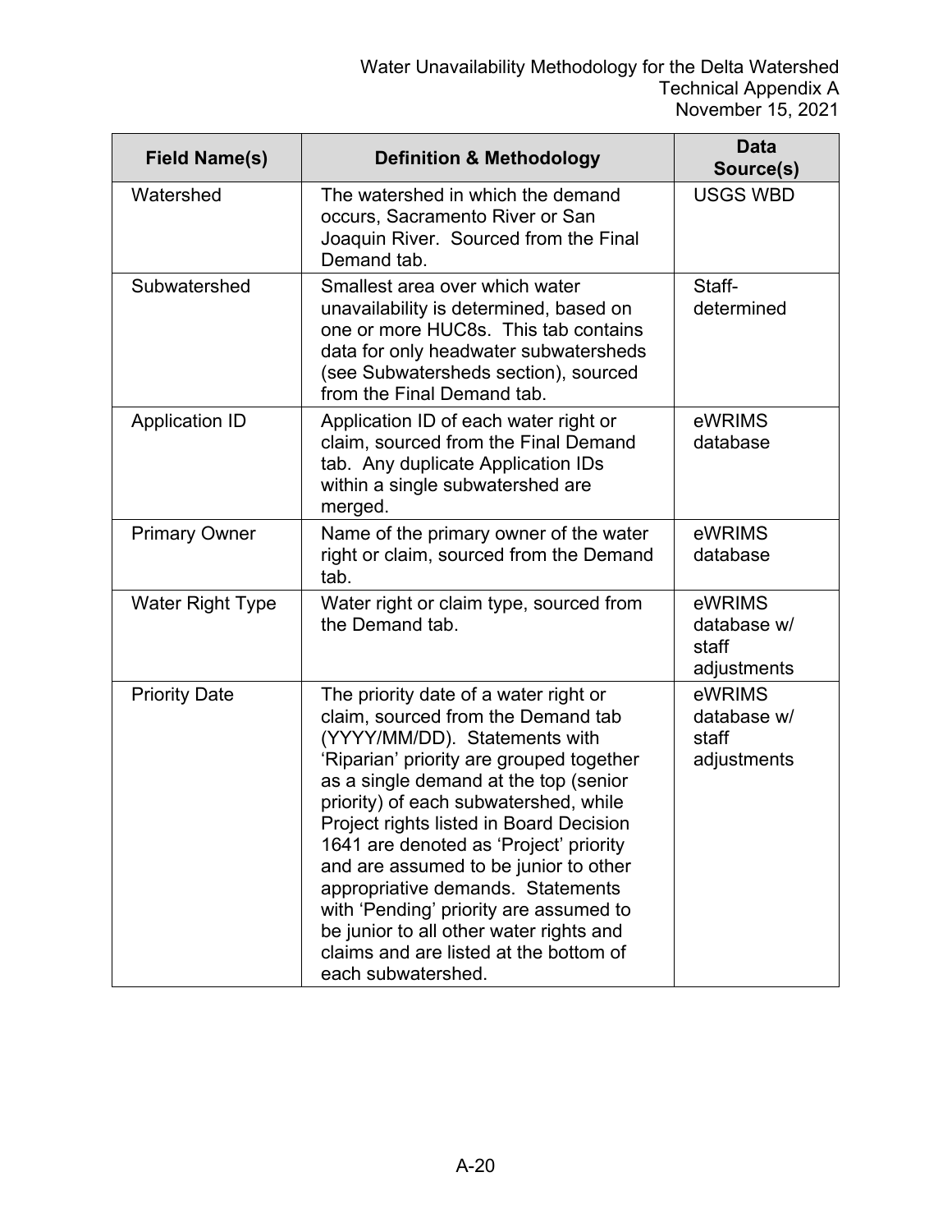| Field Name(s) | Definition & Methodology | Data Source(s) |
|---|---|---|
| Watershed | The watershed in which the demand occurs, Sacramento River or San Joaquin River. Sourced from the Final Demand tab. | USGS WBD |
| Subwatershed | Smallest area over which water unavailability is determined, based on one or more HUC8s. This tab contains data for only headwater subwatersheds (see Subwatersheds section), sourced from the Final Demand tab. | Staff-determined |
| Application ID | Application ID of each water right or claim, sourced from the Final Demand tab. Any duplicate Application IDs within a single subwatershed are merged. | eWRIMS database |
| Primary Owner | Name of the primary owner of the water right or claim, sourced from the Demand tab. | eWRIMS database |
| Water Right Type | Water right or claim type, sourced from the Demand tab. | eWRIMS database w/ staff adjustments |
| Priority Date | The priority date of a water right or claim, sourced from the Demand tab (YYYY/MM/DD). Statements with 'Riparian' priority are grouped together as a single demand at the top (senior priority) of each subwatershed, while Project rights listed in Board Decision 1641 are denoted as 'Project' priority and are assumed to be junior to other appropriative demands. Statements with 'Pending' priority are assumed to be junior to all other water rights and claims and are listed at the bottom of each subwatershed. | eWRIMS database w/ staff adjustments |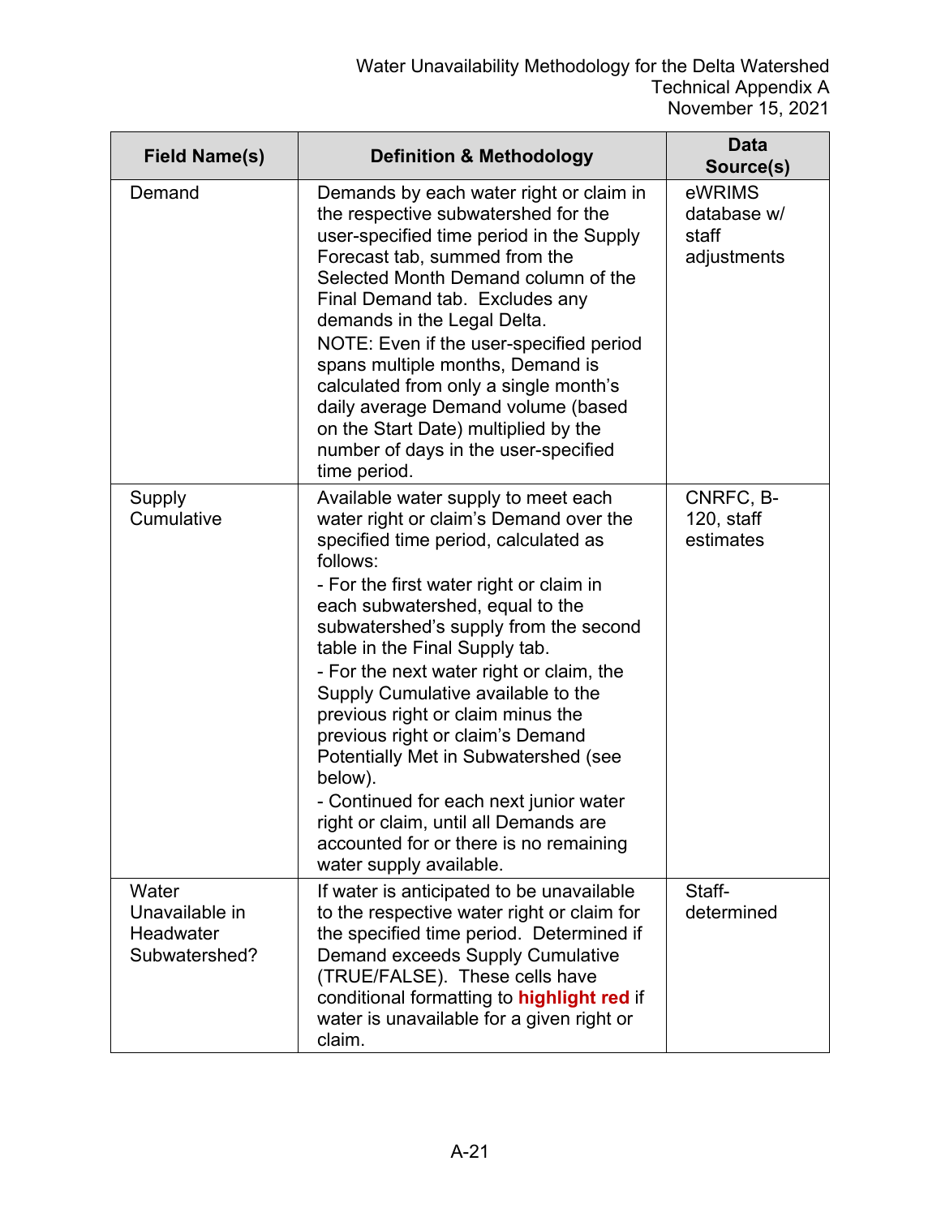| Field Name(s) | Definition & Methodology | Data Source(s) |
|---|---|---|
| Demand | Demands by each water right or claim in the respective subwatershed for the user-specified time period in the Supply Forecast tab, summed from the Selected Month Demand column of the Final Demand tab. Excludes any demands in the Legal Delta.<br>NOTE: Even if the user-specified period spans multiple months, Demand is calculated from only a single month's daily average Demand volume (based on the Start Date) multiplied by the number of days in the user-specified time period. | eWRIMS database w/ staff adjustments |
| Supply Cumulative | Available water supply to meet each water right or claim's Demand over the specified time period, calculated as follows:<br>- For the first water right or claim in each subwatershed, equal to the subwatershed's supply from the second table in the Final Supply tab.<br>- For the next water right or claim, the Supply Cumulative available to the previous right or claim minus the previous right or claim's Demand Potentially Met in Subwatershed (see below).<br>- Continued for each next junior water right or claim, until all Demands are accounted for or there is no remaining water supply available. | CNRFC, B-120, staff estimates |
| Water Unavailable in Headwater Subwatershed? | If water is anticipated to be unavailable to the respective water right or claim for the specified time period. Determined if Demand exceeds Supply Cumulative (TRUE/FALSE). These cells have conditional formatting to **highlight red** if water is unavailable for a given right or claim. | Staff-determined |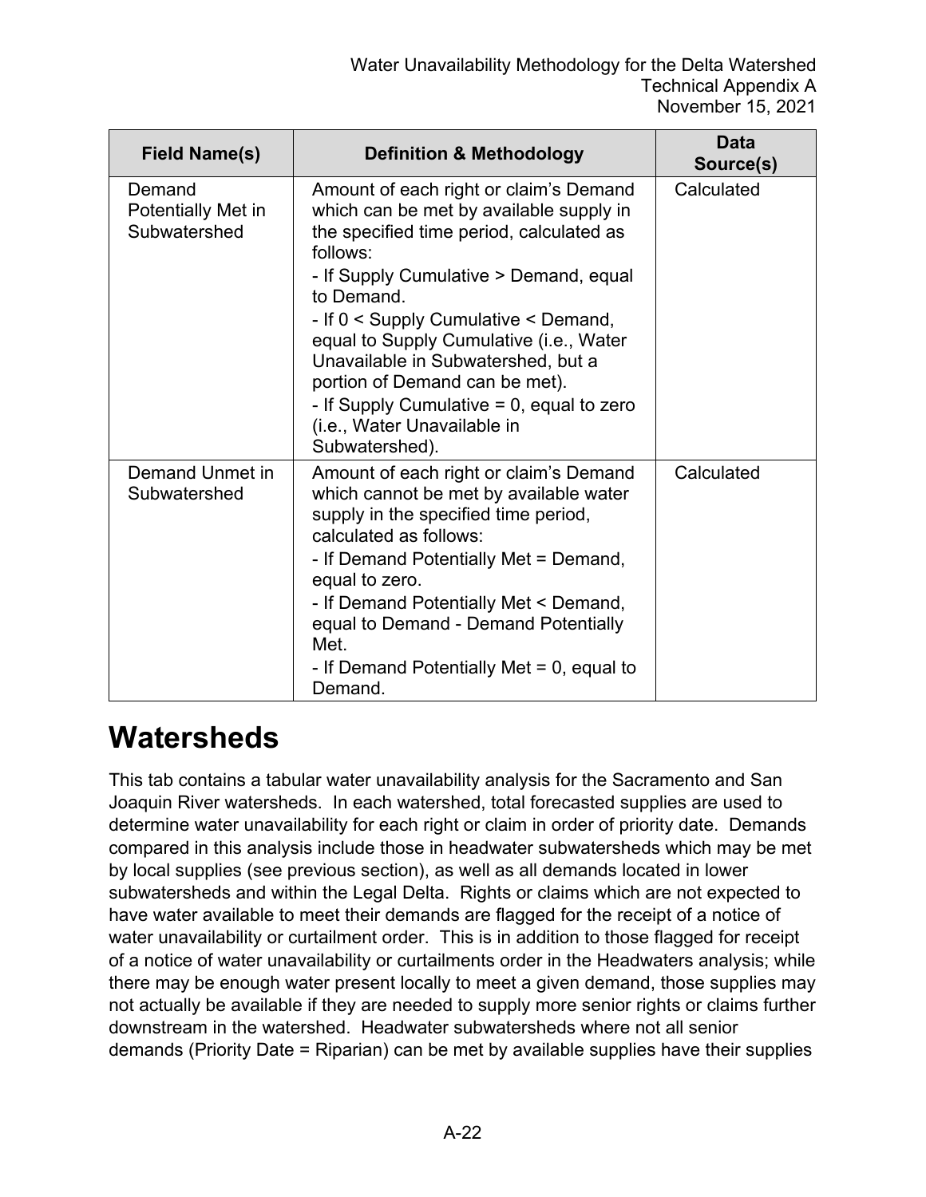| Field Name(s) | Definition & Methodology | Data Source(s) |
|---|---|---|
| Demand Potentially Met in Subwatershed | Amount of each right or claim's Demand which can be met by available supply in the specified time period, calculated as follows:<br>- If Supply Cumulative > Demand, equal to Demand.<br>- If 0 < Supply Cumulative < Demand, equal to Supply Cumulative (i.e., Water Unavailable in Subwatershed, but a portion of Demand can be met).<br>- If Supply Cumulative = 0, equal to zero (i.e., Water Unavailable in Subwatershed). | Calculated |
| Demand Unmet in Subwatershed | Amount of each right or claim's Demand which cannot be met by available water supply in the specified time period, calculated as follows:<br>- If Demand Potentially Met = Demand, equal to zero.<br>- If Demand Potentially Met < Demand, equal to Demand - Demand Potentially Met.<br>- If Demand Potentially Met = 0, equal to Demand. | Calculated |

# Watersheds

This tab contains a tabular water unavailability analysis for the Sacramento and San Joaquin River watersheds. In each watershed, total forecasted supplies are used to determine water unavailability for each right or claim in order of priority date. Demands compared in this analysis include those in headwater subwatersheds which may be met by local supplies (see previous section), as well as all demands located in lower subwatersheds and within the Legal Delta. Rights or claims which are not expected to have water available to meet their demands are flagged for the receipt of a notice of water unavailability or curtailment order. This is in addition to those flagged for receipt of a notice of water unavailability or curtailments order in the Headwaters analysis; while there may be enough water present locally to meet a given demand, those supplies may not actually be available if they are needed to supply more senior rights or claims further downstream in the watershed. Headwater subwatersheds where not all senior demands (Priority Date = Riparian) can be met by available supplies have their supplies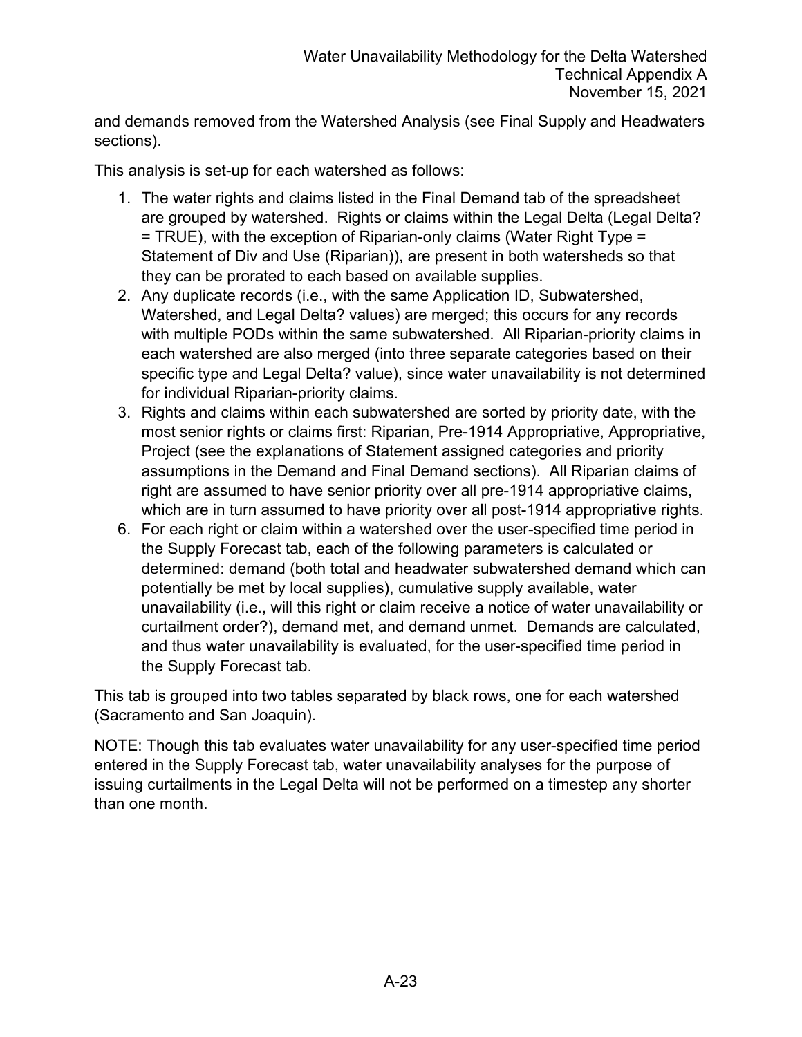and demands removed from the Watershed Analysis (see Final Supply and Headwaters sections).

This analysis is set-up for each watershed as follows:

1. The water rights and claims listed in the Final Demand tab of the spreadsheet are grouped by watershed. Rights or claims within the Legal Delta (Legal Delta? = TRUE), with the exception of Riparian-only claims (Water Right Type = Statement of Div and Use (Riparian)), are present in both watersheds so that they can be prorated to each based on available supplies.
2. Any duplicate records (i.e., with the same Application ID, Subwatershed, Watershed, and Legal Delta? values) are merged; this occurs for any records with multiple PODs within the same subwatershed. All Riparian-priority claims in each watershed are also merged (into three separate categories based on their specific type and Legal Delta? value), since water unavailability is not determined for individual Riparian-priority claims.
3. Rights and claims within each subwatershed are sorted by priority date, with the most senior rights or claims first: Riparian, Pre-1914 Appropriative, Appropriative, Project (see the explanations of Statement assigned categories and priority assumptions in the Demand and Final Demand sections). All Riparian claims of right are assumed to have senior priority over all pre-1914 appropriative claims, which are in turn assumed to have priority over all post-1914 appropriative rights.
6. For each right or claim within a watershed over the user-specified time period in the Supply Forecast tab, each of the following parameters is calculated or determined: demand (both total and headwater subwatershed demand which can potentially be met by local supplies), cumulative supply available, water unavailability (i.e., will this right or claim receive a notice of water unavailability or curtailment order?), demand met, and demand unmet. Demands are calculated, and thus water unavailability is evaluated, for the user-specified time period in the Supply Forecast tab.

This tab is grouped into two tables separated by black rows, one for each watershed (Sacramento and San Joaquin).

NOTE: Though this tab evaluates water unavailability for any user-specified time period entered in the Supply Forecast tab, water unavailability analyses for the purpose of issuing curtailments in the Legal Delta will not be performed on a timestep any shorter than one month.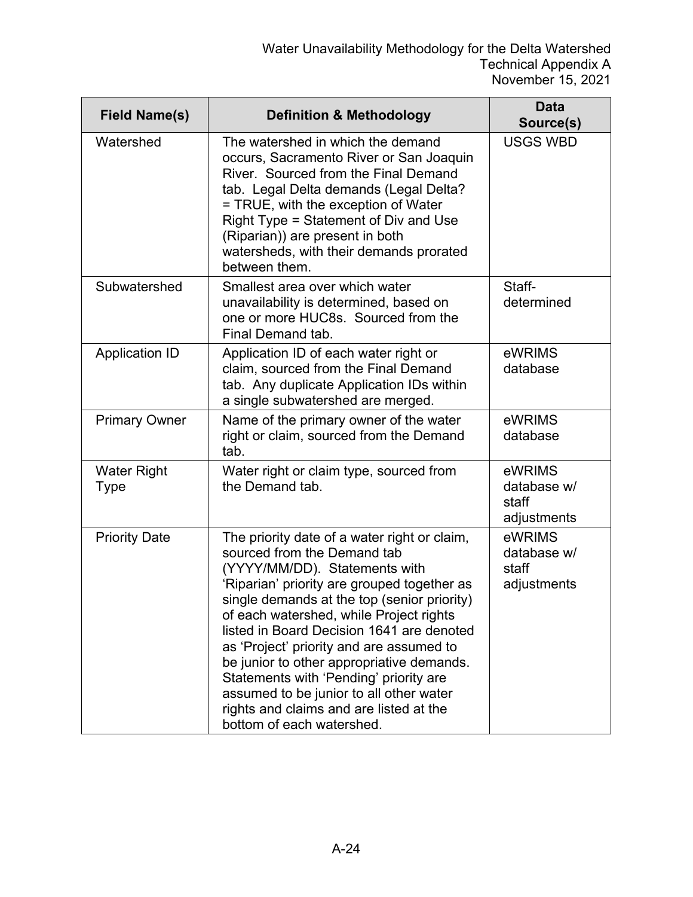| Field Name(s) | Definition & Methodology | Data Source(s) |
|---|---|---|
| Watershed | The watershed in which the demand occurs, Sacramento River or San Joaquin River. Sourced from the Final Demand tab. Legal Delta demands (Legal Delta? = TRUE, with the exception of Water Right Type = Statement of Div and Use (Riparian)) are present in both watersheds, with their demands prorated between them. | USGS WBD |
| Subwatershed | Smallest area over which water unavailability is determined, based on one or more HUC8s. Sourced from the Final Demand tab. | Staff-determined |
| Application ID | Application ID of each water right or claim, sourced from the Final Demand tab. Any duplicate Application IDs within a single subwatershed are merged. | eWRIMS database |
| Primary Owner | Name of the primary owner of the water right or claim, sourced from the Demand tab. | eWRIMS database |
| Water Right Type | Water right or claim type, sourced from the Demand tab. | eWRIMS database w/ staff adjustments |
| Priority Date | The priority date of a water right or claim, sourced from the Demand tab (YYYY/MM/DD). Statements with 'Riparian' priority are grouped together as single demands at the top (senior priority) of each watershed, while Project rights listed in Board Decision 1641 are denoted as 'Project' priority and are assumed to be junior to other appropriative demands. Statements with 'Pending' priority are assumed to be junior to all other water rights and claims and are listed at the bottom of each watershed. | eWRIMS database w/ staff adjustments |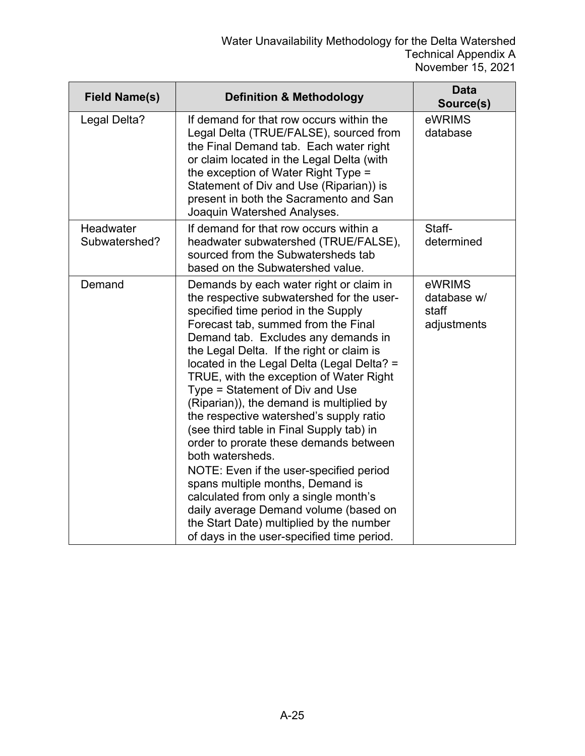| Field Name(s) | Definition & Methodology | Data Source(s) |
|---|---|---|
| Legal Delta? | If demand for that row occurs within the Legal Delta (TRUE/FALSE), sourced from the Final Demand tab. Each water right or claim located in the Legal Delta (with the exception of Water Right Type = Statement of Div and Use (Riparian)) is present in both the Sacramento and San Joaquin Watershed Analyses. | eWRIMS database |
| Headwater Subwatershed? | If demand for that row occurs within a headwater subwatershed (TRUE/FALSE), sourced from the Subwatersheds tab based on the Subwatershed value. | Staff-determined |
| Demand | Demands by each water right or claim in the respective subwatershed for the user-specified time period in the Supply Forecast tab, summed from the Final Demand tab. Excludes any demands in the Legal Delta. If the right or claim is located in the Legal Delta (Legal Delta? = TRUE, with the exception of Water Right Type = Statement of Div and Use (Riparian)), the demand is multiplied by the respective watershed's supply ratio (see third table in Final Supply tab) in order to prorate these demands between both watersheds. NOTE: Even if the user-specified period spans multiple months, Demand is calculated from only a single month's daily average Demand volume (based on the Start Date) multiplied by the number of days in the user-specified time period. | eWRIMS database w/ staff adjustments |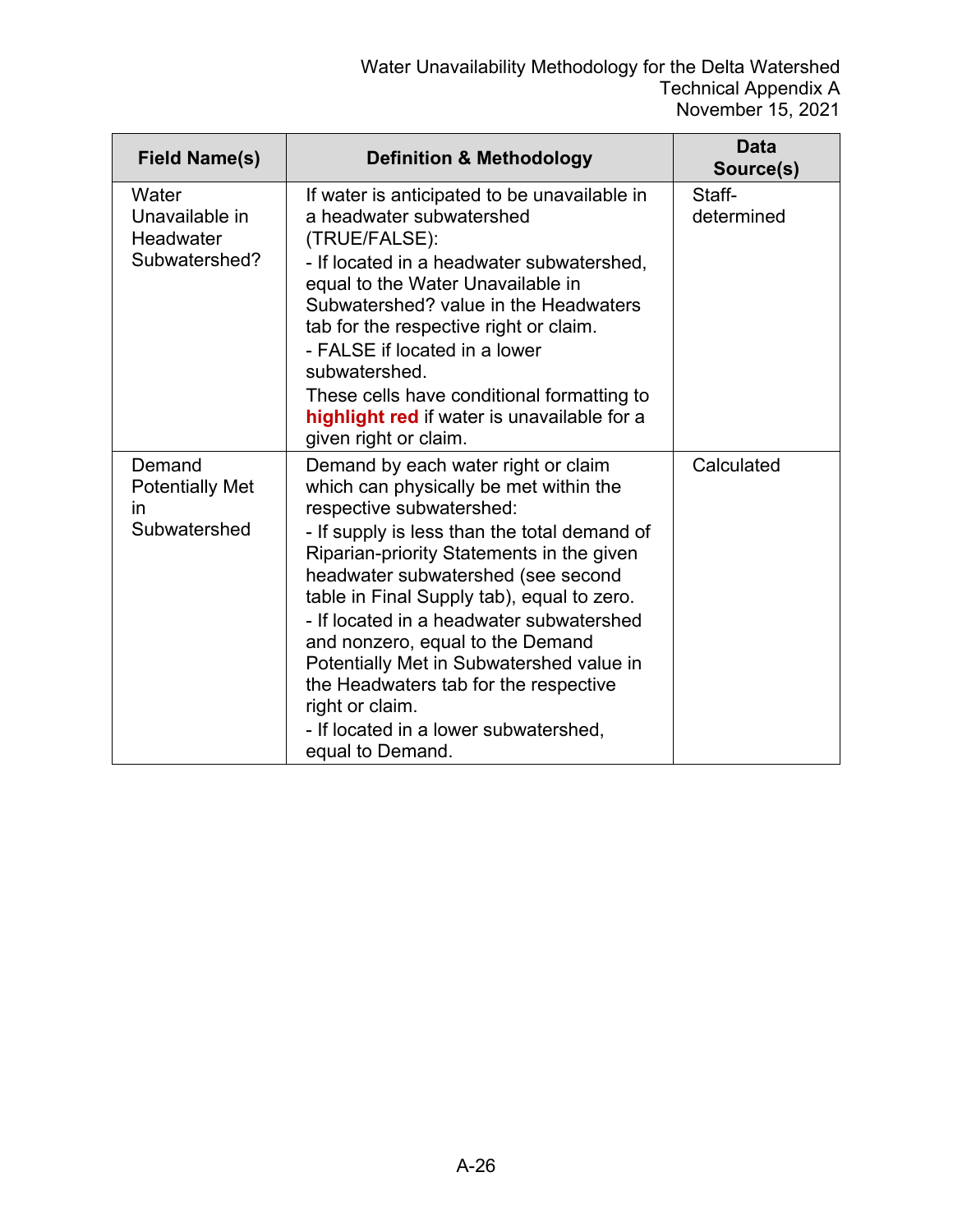| Field Name(s) | Definition & Methodology | Data Source(s) |
|---|---|---|
| Water Unavailable in Headwater Subwatershed? | If water is anticipated to be unavailable in a headwater subwatershed (TRUE/FALSE):<br>- If located in a headwater subwatershed, equal to the Water Unavailable in Subwatershed? value in the Headwaters tab for the respective right or claim.<br>- FALSE if located in a lower subwatershed.<br>These cells have conditional formatting to **highlight red** if water is unavailable for a given right or claim. | Staff-determined |
| Demand Potentially Met in Subwatershed | Demand by each water right or claim which can physically be met within the respective subwatershed:<br>- If supply is less than the total demand of Riparian-priority Statements in the given headwater subwatershed (see second table in Final Supply tab), equal to zero.<br>- If located in a headwater subwatershed and nonzero, equal to the Demand Potentially Met in Subwatershed value in the Headwaters tab for the respective right or claim.<br>- If located in a lower subwatershed, equal to Demand. | Calculated |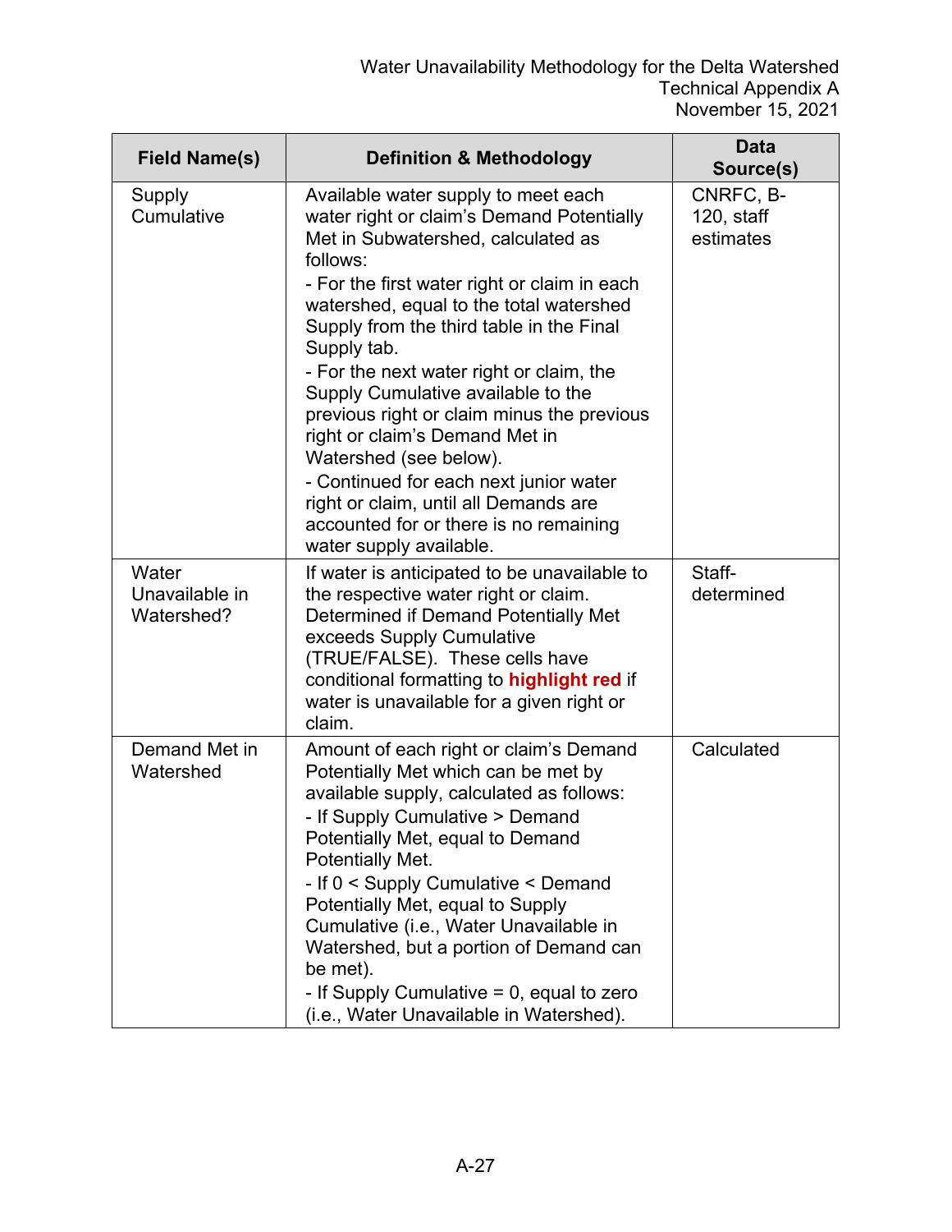| Field Name(s) | Definition & Methodology | Data Source(s) |
|---|---|---|
| Supply Cumulative | Available water supply to meet each water right or claim's Demand Potentially Met in Subwatershed, calculated as follows:<br>- For the first water right or claim in each watershed, equal to the total watershed Supply from the third table in the Final Supply tab.<br>- For the next water right or claim, the Supply Cumulative available to the previous right or claim minus the previous right or claim's Demand Met in Watershed (see below).<br>- Continued for each next junior water right or claim, until all Demands are accounted for or there is no remaining water supply available. | CNRFC, B-120, staff estimates |
| Water Unavailable in Watershed? | If water is anticipated to be unavailable to the respective water right or claim. Determined if Demand Potentially Met exceeds Supply Cumulative (TRUE/FALSE). These cells have conditional formatting to **highlight red** if water is unavailable for a given right or claim. | Staff-determined |
| Demand Met in Watershed | Amount of each right or claim's Demand Potentially Met which can be met by available supply, calculated as follows:<br>- If Supply Cumulative > Demand Potentially Met, equal to Demand Potentially Met.<br>- If 0 < Supply Cumulative < Demand Potentially Met, equal to Supply Cumulative (i.e., Water Unavailable in Watershed, but a portion of Demand can be met).<br>- If Supply Cumulative = 0, equal to zero (i.e., Water Unavailable in Watershed). | Calculated |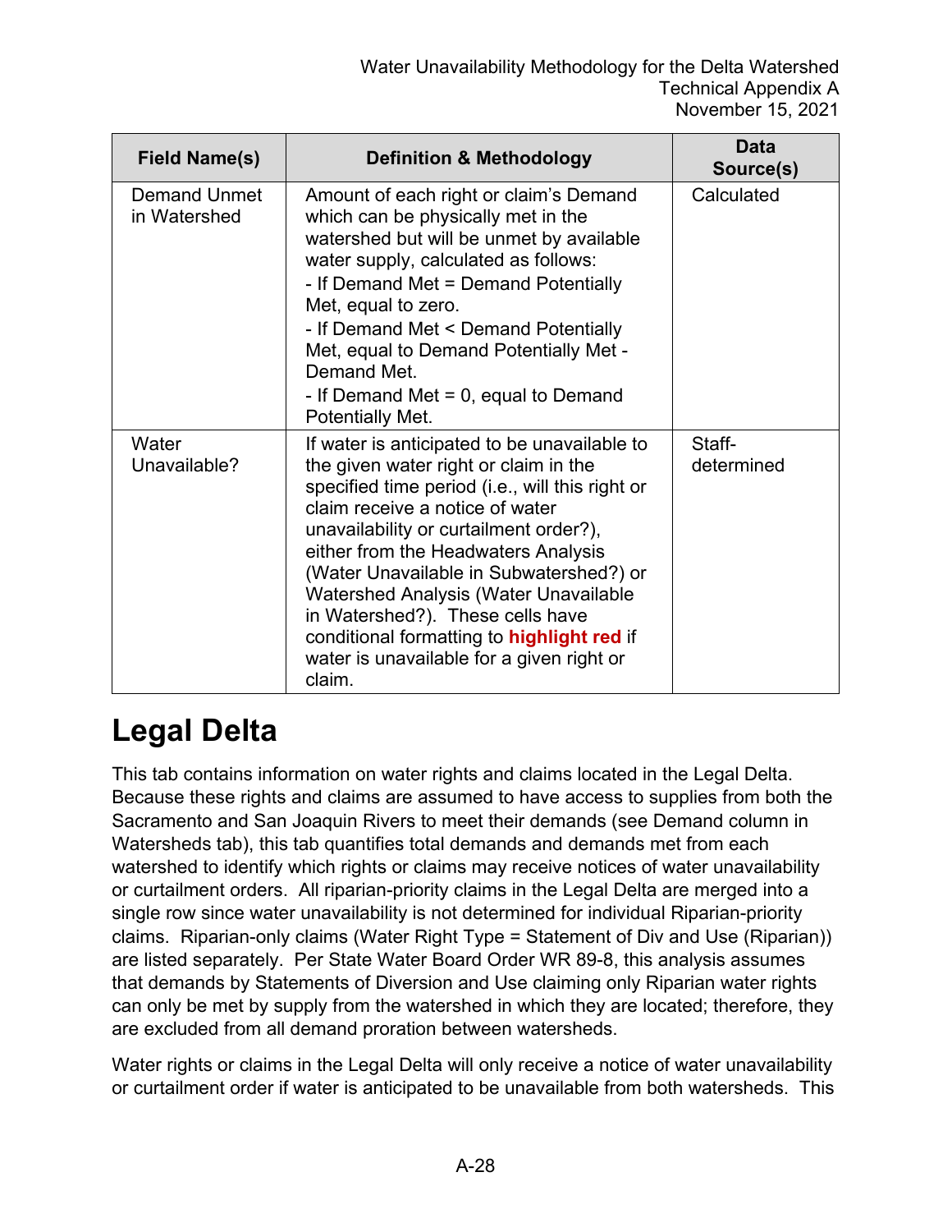| Field Name(s) | Definition & Methodology | Data Source(s) |
|---|---|---|
| Demand Unmet in Watershed | Amount of each right or claim's Demand which can be physically met in the watershed but will be unmet by available water supply, calculated as follows:<br>- If Demand Met = Demand Potentially Met, equal to zero.<br>- If Demand Met < Demand Potentially Met, equal to Demand Potentially Met - Demand Met.<br>- If Demand Met = 0, equal to Demand Potentially Met. | Calculated |
| Water Unavailable? | If water is anticipated to be unavailable to the given water right or claim in the specified time period (i.e., will this right or claim receive a notice of water unavailability or curtailment order?), either from the Headwaters Analysis (Water Unavailable in Subwatershed?) or Watershed Analysis (Water Unavailable in Watershed?). These cells have conditional formatting to **highlight red** if water is unavailable for a given right or claim. | Staff-determined |

# Legal Delta

This tab contains information on water rights and claims located in the Legal Delta. Because these rights and claims are assumed to have access to supplies from both the Sacramento and San Joaquin Rivers to meet their demands (see Demand column in Watersheds tab), this tab quantifies total demands and demands met from each watershed to identify which rights or claims may receive notices of water unavailability or curtailment orders. All riparian-priority claims in the Legal Delta are merged into a single row since water unavailability is not determined for individual Riparian-priority claims. Riparian-only claims (Water Right Type = Statement of Div and Use (Riparian)) are listed separately. Per State Water Board Order WR 89-8, this analysis assumes that demands by Statements of Diversion and Use claiming only Riparian water rights can only be met by supply from the watershed in which they are located; therefore, they are excluded from all demand proration between watersheds.

Water rights or claims in the Legal Delta will only receive a notice of water unavailability or curtailment order if water is anticipated to be unavailable from both watersheds. This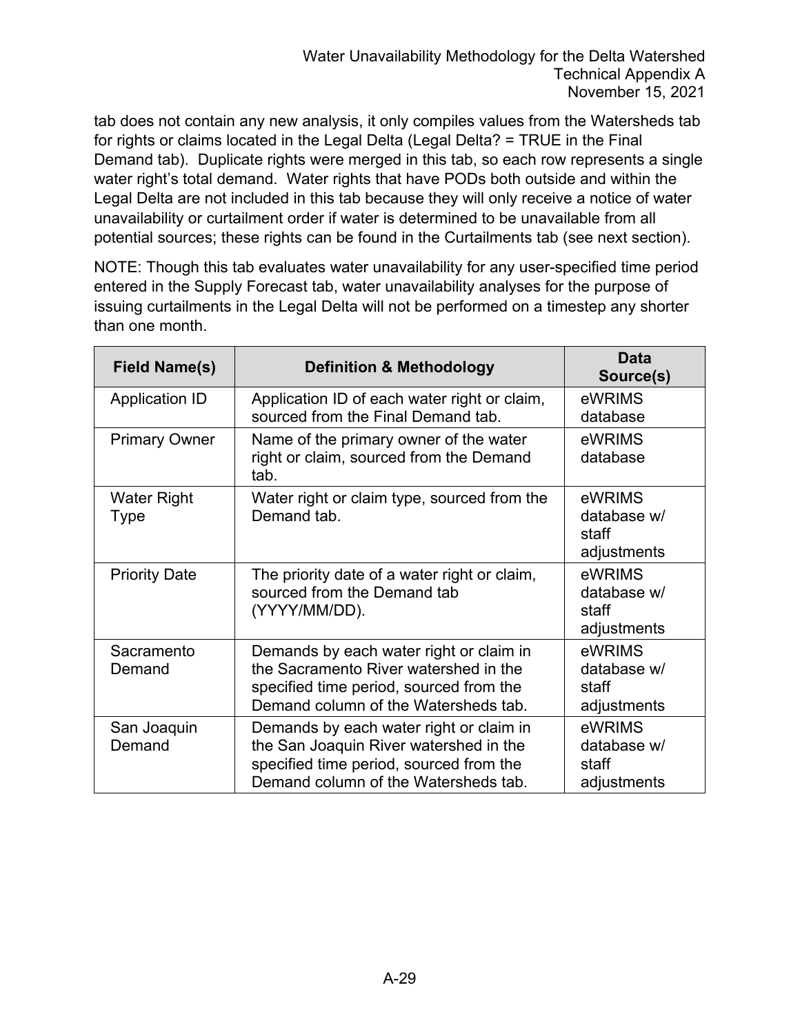tab does not contain any new analysis, it only compiles values from the Watersheds tab for rights or claims located in the Legal Delta (Legal Delta? = TRUE in the Final Demand tab). Duplicate rights were merged in this tab, so each row represents a single water right's total demand. Water rights that have PODs both outside and within the Legal Delta are not included in this tab because they will only receive a notice of water unavailability or curtailment order if water is determined to be unavailable from all potential sources; these rights can be found in the Curtailments tab (see next section).

NOTE: Though this tab evaluates water unavailability for any user-specified time period entered in the Supply Forecast tab, water unavailability analyses for the purpose of issuing curtailments in the Legal Delta will not be performed on a timestep any shorter than one month.

| Field Name(s) | Definition & Methodology | Data Source(s) |
|---|---|---|
| Application ID | Application ID of each water right or claim, sourced from the Final Demand tab. | eWRIMS database |
| Primary Owner | Name of the primary owner of the water right or claim, sourced from the Demand tab. | eWRIMS database |
| Water Right Type | Water right or claim type, sourced from the Demand tab. | eWRIMS database w/ staff adjustments |
| Priority Date | The priority date of a water right or claim, sourced from the Demand tab (YYYY/MM/DD). | eWRIMS database w/ staff adjustments |
| Sacramento Demand | Demands by each water right or claim in the Sacramento River watershed in the specified time period, sourced from the Demand column of the Watersheds tab. | eWRIMS database w/ staff adjustments |
| San Joaquin Demand | Demands by each water right or claim in the San Joaquin River watershed in the specified time period, sourced from the Demand column of the Watersheds tab. | eWRIMS database w/ staff adjustments |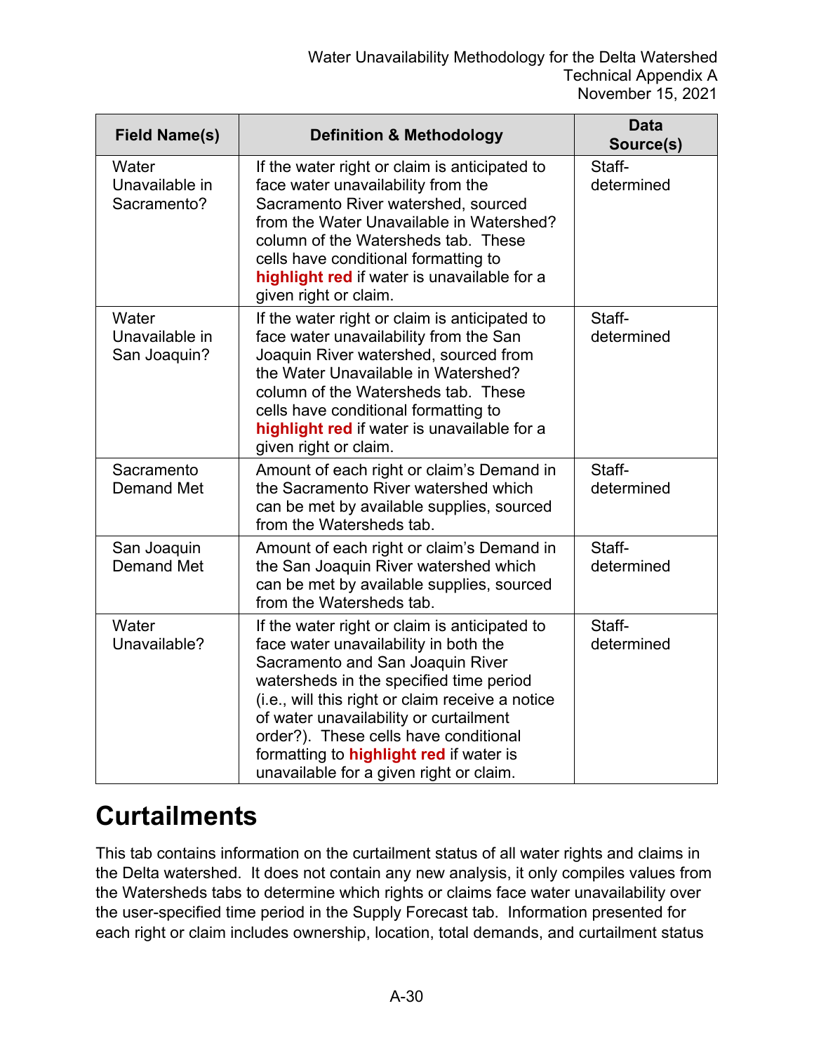| Field Name(s) | Definition & Methodology | Data Source(s) |
|---|---|---|
| Water Unavailable in Sacramento? | If the water right or claim is anticipated to face water unavailability from the Sacramento River watershed, sourced from the Water Unavailable in Watershed? column of the Watersheds tab. These cells have conditional formatting to **highlight red** if water is unavailable for a given right or claim. | Staff-determined |
| Water Unavailable in San Joaquin? | If the water right or claim is anticipated to face water unavailability from the San Joaquin River watershed, sourced from the Water Unavailable in Watershed? column of the Watersheds tab. These cells have conditional formatting to **highlight red** if water is unavailable for a given right or claim. | Staff-determined |
| Sacramento Demand Met | Amount of each right or claim's Demand in the Sacramento River watershed which can be met by available supplies, sourced from the Watersheds tab. | Staff-determined |
| San Joaquin Demand Met | Amount of each right or claim's Demand in the San Joaquin River watershed which can be met by available supplies, sourced from the Watersheds tab. | Staff-determined |
| Water Unavailable? | If the water right or claim is anticipated to face water unavailability in both the Sacramento and San Joaquin River watersheds in the specified time period (i.e., will this right or claim receive a notice of water unavailability or curtailment order?). These cells have conditional formatting to **highlight red** if water is unavailable for a given right or claim. | Staff-determined |

# Curtailments

This tab contains information on the curtailment status of all water rights and claims in the Delta watershed. It does not contain any new analysis, it only compiles values from the Watersheds tabs to determine which rights or claims face water unavailability over the user-specified time period in the Supply Forecast tab. Information presented for each right or claim includes ownership, location, total demands, and curtailment status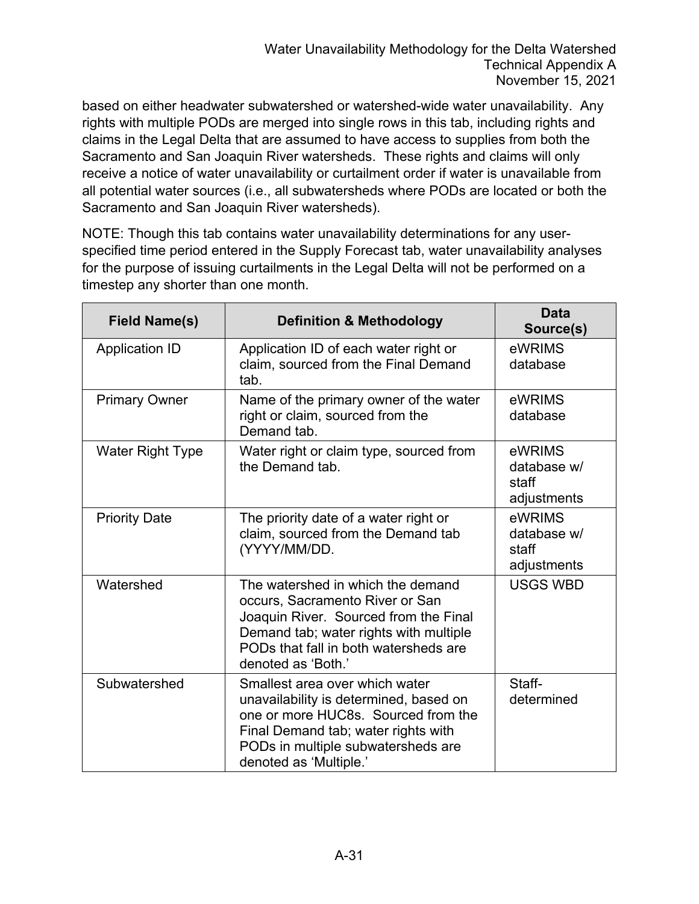based on either headwater subwatershed or watershed-wide water unavailability. Any rights with multiple PODs are merged into single rows in this tab, including rights and claims in the Legal Delta that are assumed to have access to supplies from both the Sacramento and San Joaquin River watersheds. These rights and claims will only receive a notice of water unavailability or curtailment order if water is unavailable from all potential water sources (i.e., all subwatersheds where PODs are located or both the Sacramento and San Joaquin River watersheds).

NOTE: Though this tab contains water unavailability determinations for any user-specified time period entered in the Supply Forecast tab, water unavailability analyses for the purpose of issuing curtailments in the Legal Delta will not be performed on a timestep any shorter than one month.

| Field Name(s) | Definition & Methodology | Data Source(s) |
|---|---|---|
| Application ID | Application ID of each water right or claim, sourced from the Final Demand tab. | eWRIMS database |
| Primary Owner | Name of the primary owner of the water right or claim, sourced from the Demand tab. | eWRIMS database |
| Water Right Type | Water right or claim type, sourced from the Demand tab. | eWRIMS database w/ staff adjustments |
| Priority Date | The priority date of a water right or claim, sourced from the Demand tab (YYYY/MM/DD. | eWRIMS database w/ staff adjustments |
| Watershed | The watershed in which the demand occurs, Sacramento River or San Joaquin River. Sourced from the Final Demand tab; water rights with multiple PODs that fall in both watersheds are denoted as 'Both.' | USGS WBD |
| Subwatershed | Smallest area over which water unavailability is determined, based on one or more HUC8s. Sourced from the Final Demand tab; water rights with PODs in multiple subwatersheds are denoted as 'Multiple.' | Staff-determined |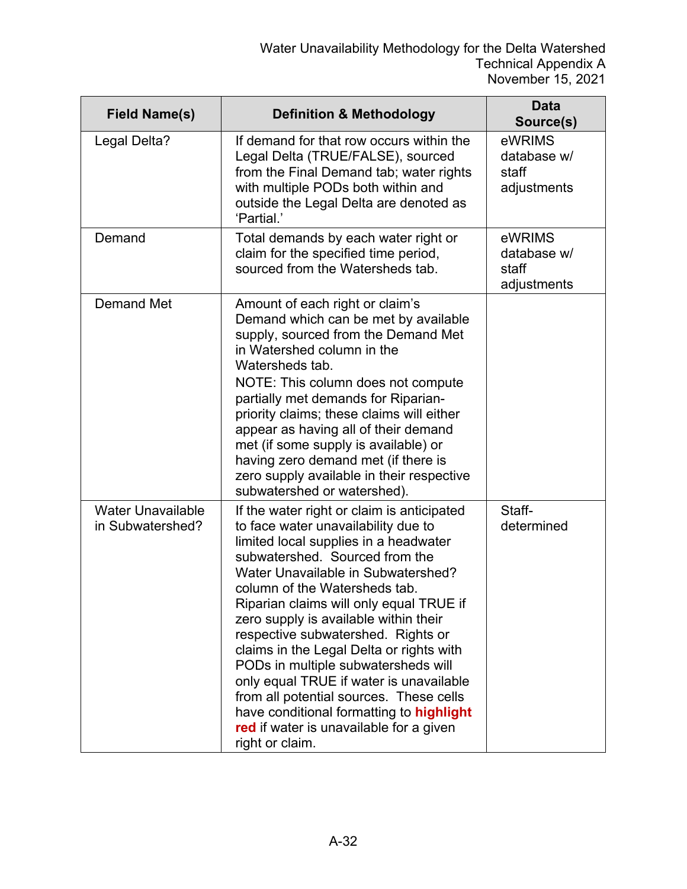| Field Name(s) | Definition & Methodology | Data Source(s) |
|---|---|---|
| Legal Delta? | If demand for that row occurs within the Legal Delta (TRUE/FALSE), sourced from the Final Demand tab; water rights with multiple PODs both within and outside the Legal Delta are denoted as 'Partial.' | eWRIMS database w/ staff adjustments |
| Demand | Total demands by each water right or claim for the specified time period, sourced from the Watersheds tab. | eWRIMS database w/ staff adjustments |
| Demand Met | Amount of each right or claim's Demand which can be met by available supply, sourced from the Demand Met in Watershed column in the Watersheds tab. NOTE: This column does not compute partially met demands for Riparian-priority claims; these claims will either appear as having all of their demand met (if some supply is available) or having zero demand met (if there is zero supply available in their respective subwatershed or watershed). | |
| Water Unavailable in Subwatershed? | If the water right or claim is anticipated to face water unavailability due to limited local supplies in a headwater subwatershed. Sourced from the Water Unavailable in Subwatershed? column of the Watersheds tab. Riparian claims will only equal TRUE if zero supply is available within their respective subwatershed. Rights or claims in the Legal Delta or rights with PODs in multiple subwatersheds will only equal TRUE if water is unavailable from all potential sources. These cells have conditional formatting to **highlight red** if water is unavailable for a given right or claim. | Staff-determined |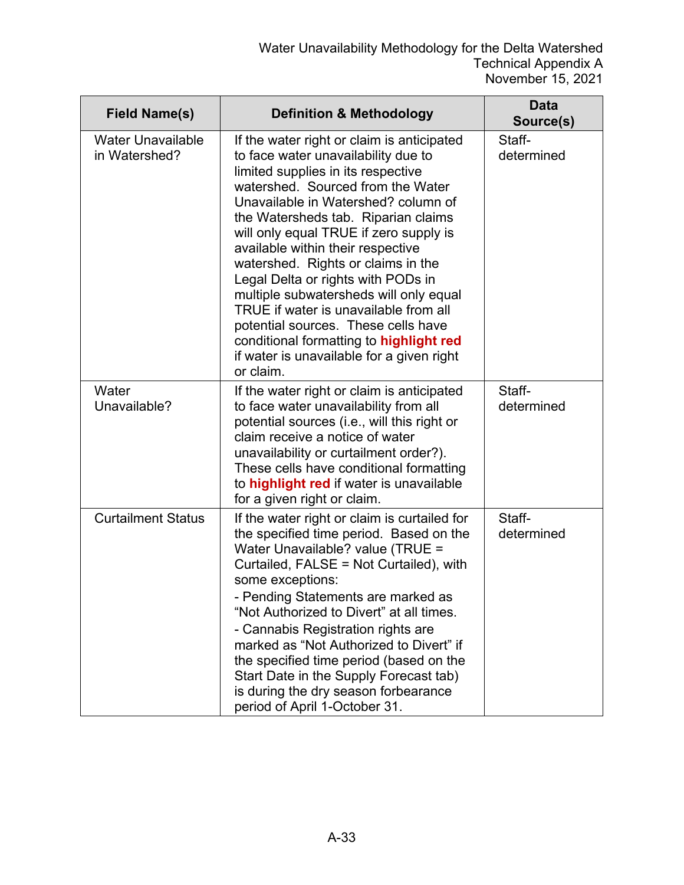| Field Name(s) | Definition & Methodology | Data Source(s) |
| --- | --- | --- |
| Water Unavailable in Watershed? | If the water right or claim is anticipated to face water unavailability due to limited supplies in its respective watershed. Sourced from the Water Unavailable in Watershed? column of the Watersheds tab. Riparian claims will only equal TRUE if zero supply is available within their respective watershed. Rights or claims in the Legal Delta or rights with PODs in multiple subwatersheds will only equal TRUE if water is unavailable from all potential sources. These cells have conditional formatting to **highlight red** if water is unavailable for a given right or claim. | Staff-determined |
| Water Unavailable? | If the water right or claim is anticipated to face water unavailability from all potential sources (i.e., will this right or claim receive a notice of water unavailability or curtailment order?). These cells have conditional formatting to **highlight red** if water is unavailable for a given right or claim. | Staff-determined |
| Curtailment Status | If the water right or claim is curtailed for the specified time period. Based on the Water Unavailable? value (TRUE = Curtailed, FALSE = Not Curtailed), with some exceptions:<br>- Pending Statements are marked as “Not Authorized to Divert” at all times.<br>- Cannabis Registration rights are marked as “Not Authorized to Divert” if the specified time period (based on the Start Date in the Supply Forecast tab) is during the dry season forbearance period of April 1-October 31. | Staff-determined |